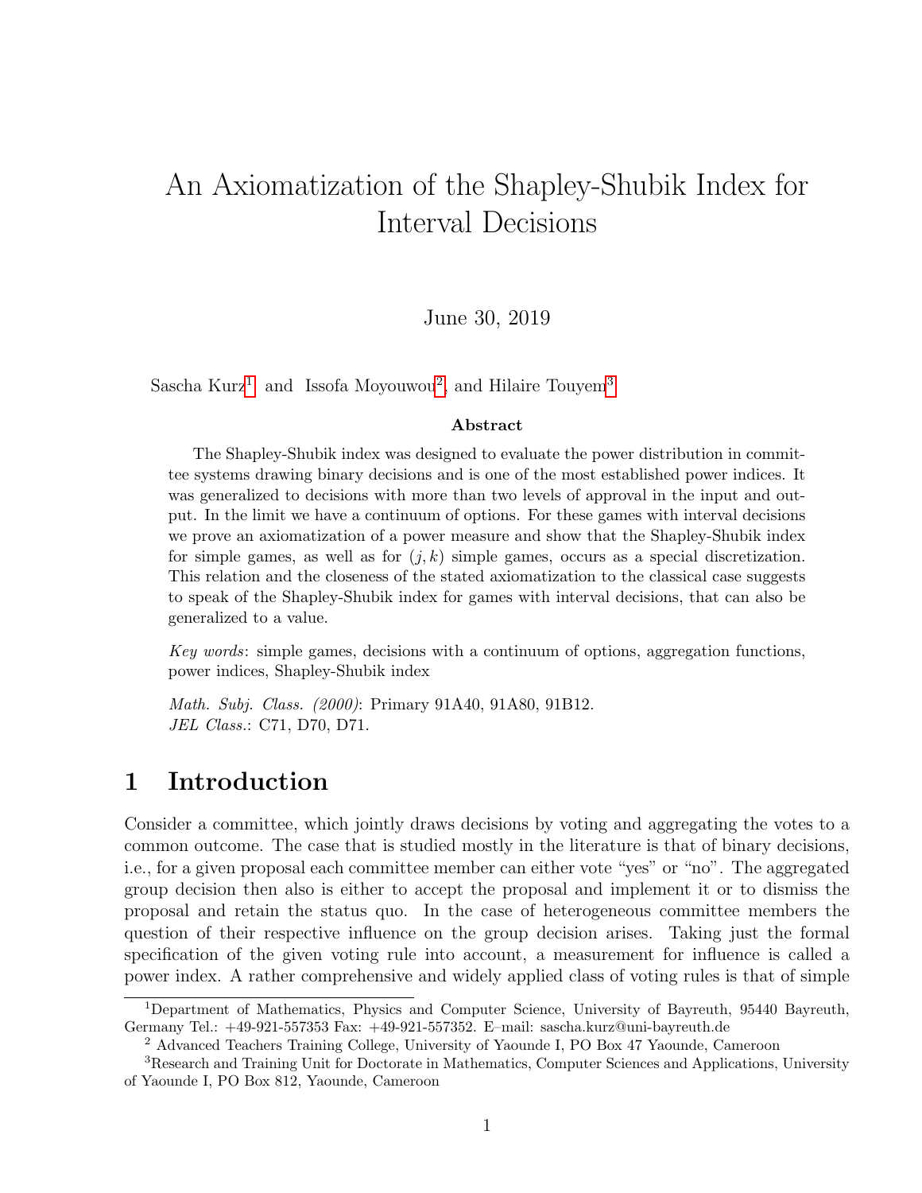# An Axiomatization of the Shapley-Shubik Index for Interval Decisions

June 30, 2019

Sascha Kurz[1] and Issofa Moyouwou[2], and Hilaire Touyem[3]

**Abstract**

The Shapley-Shubik index was designed to evaluate the power distribution in committee systems drawing binary decisions and is one of the most established power indices. It was generalized to decisions with more than two levels of approval in the input and output. In the limit we have a continuum of options. For these games with interval decisions we prove an axiomatization of a power measure and show that the Shapley-Shubik index for simple games, as well as for $(j, k)$ simple games, occurs as a special discretization. This relation and the closeness of the stated axiomatization to the classical case suggests to speak of the Shapley-Shubik index for games with interval decisions, that can also be generalized to a value.

*Key words*: simple games, decisions with a continuum of options, aggregation functions, power indices, Shapley-Shubik index

*Math. Subj. Class. (2000)*: Primary 91A40, 91A80, 91B12.
*JEL Class.*: C71, D70, D71.

## 1 Introduction

Consider a committee, which jointly draws decisions by voting and aggregating the votes to a common outcome. The case that is studied mostly in the literature is that of binary decisions, i.e., for a given proposal each committee member can either vote "yes" or "no". The aggregated group decision then also is either to accept the proposal and implement it or to dismiss the proposal and retain the status quo. In the case of heterogeneous committee members the question of their respective influence on the group decision arises. Taking just the formal specification of the given voting rule into account, a measurement for influence is called a power index. A rather comprehensive and widely applied class of voting rules is that of simple

---

[1]Department of Mathematics, Physics and Computer Science, University of Bayreuth, 95440 Bayreuth, Germany Tel.: +49-921-557353 Fax: +49-921-557352. E–mail: sascha.kurz@uni-bayreuth.de

[2] Advanced Teachers Training College, University of Yaounde I, PO Box 47 Yaounde, Cameroon

[3]Research and Training Unit for Doctorate in Mathematics, Computer Sciences and Applications, University of Yaounde I, PO Box 812, Yaounde, Cameroon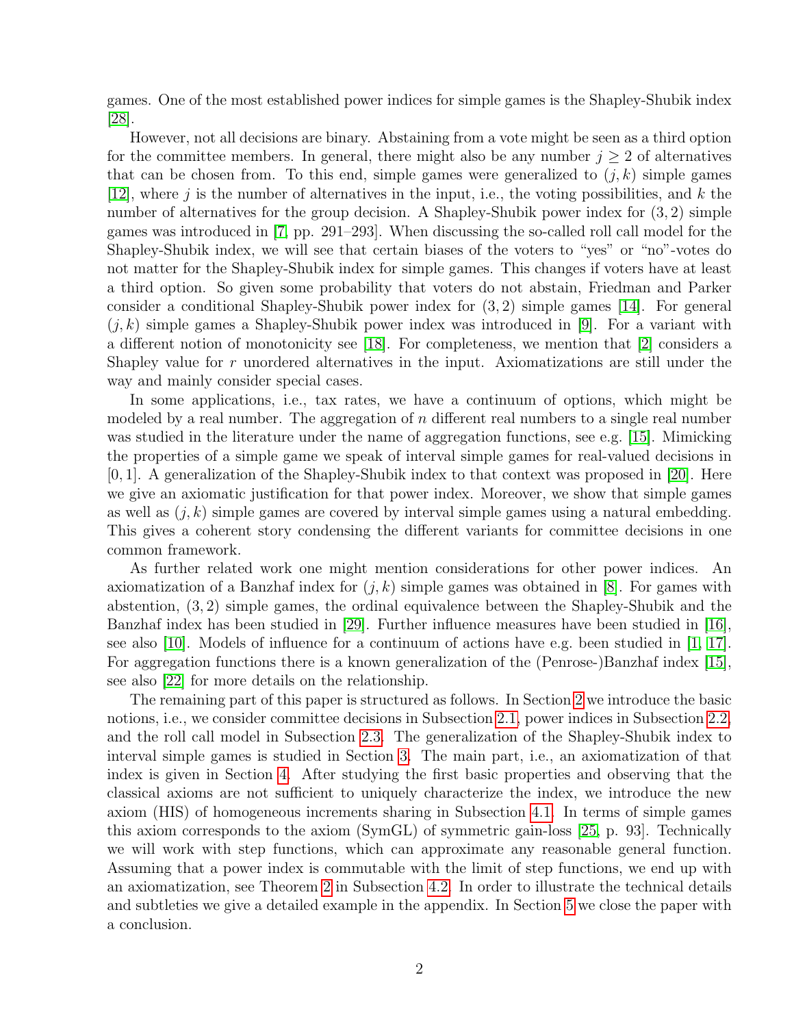games. One of the most established power indices for simple games is the Shapley-Shubik index [28].

However, not all decisions are binary. Abstaining from a vote might be seen as a third option for the committee members. In general, there might also be any number $j \geq 2$ of alternatives that can be chosen from. To this end, simple games were generalized to $(j, k)$ simple games [12], where $j$ is the number of alternatives in the input, i.e., the voting possibilities, and $k$ the number of alternatives for the group decision. A Shapley-Shubik power index for $(3, 2)$ simple games was introduced in [7, pp. 291–293]. When discussing the so-called roll call model for the Shapley-Shubik index, we will see that certain biases of the voters to "yes" or "no"-votes do not matter for the Shapley-Shubik index for simple games. This changes if voters have at least a third option. So given some probability that voters do not abstain, Friedman and Parker consider a conditional Shapley-Shubik power index for $(3, 2)$ simple games [14]. For general $(j, k)$ simple games a Shapley-Shubik power index was introduced in [9]. For a variant with a different notion of monotonicity see [18]. For completeness, we mention that [2] considers a Shapley value for $r$ unordered alternatives in the input. Axiomatizations are still under the way and mainly consider special cases.

In some applications, i.e., tax rates, we have a continuum of options, which might be modeled by a real number. The aggregation of $n$ different real numbers to a single real number was studied in the literature under the name of aggregation functions, see e.g. [15]. Mimicking the properties of a simple game we speak of interval simple games for real-valued decisions in $[0, 1]$. A generalization of the Shapley-Shubik index to that context was proposed in [20]. Here we give an axiomatic justification for that power index. Moreover, we show that simple games as well as $(j, k)$ simple games are covered by interval simple games using a natural embedding. This gives a coherent story condensing the different variants for committee decisions in one common framework.

As further related work one might mention considerations for other power indices. An axiomatization of a Banzhaf index for $(j, k)$ simple games was obtained in [8]. For games with abstention, $(3, 2)$ simple games, the ordinal equivalence between the Shapley-Shubik and the Banzhaf index has been studied in [29]. Further influence measures have been studied in [16], see also [10]. Models of influence for a continuum of actions have e.g. been studied in [1, 17]. For aggregation functions there is a known generalization of the (Penrose-)Banzhaf index [15], see also [22] for more details on the relationship.

The remaining part of this paper is structured as follows. In Section 2 we introduce the basic notions, i.e., we consider committee decisions in Subsection 2.1, power indices in Subsection 2.2, and the roll call model in Subsection 2.3. The generalization of the Shapley-Shubik index to interval simple games is studied in Section 3. The main part, i.e., an axiomatization of that index is given in Section 4. After studying the first basic properties and observing that the classical axioms are not sufficient to uniquely characterize the index, we introduce the new axiom (HIS) of homogeneous increments sharing in Subsection 4.1. In terms of simple games this axiom corresponds to the axiom (SymGL) of symmetric gain-loss [25, p. 93]. Technically we will work with step functions, which can approximate any reasonable general function. Assuming that a power index is commutable with the limit of step functions, we end up with an axiomatization, see Theorem 2 in Subsection 4.2. In order to illustrate the technical details and subtleties we give a detailed example in the appendix. In Section 5 we close the paper with a conclusion.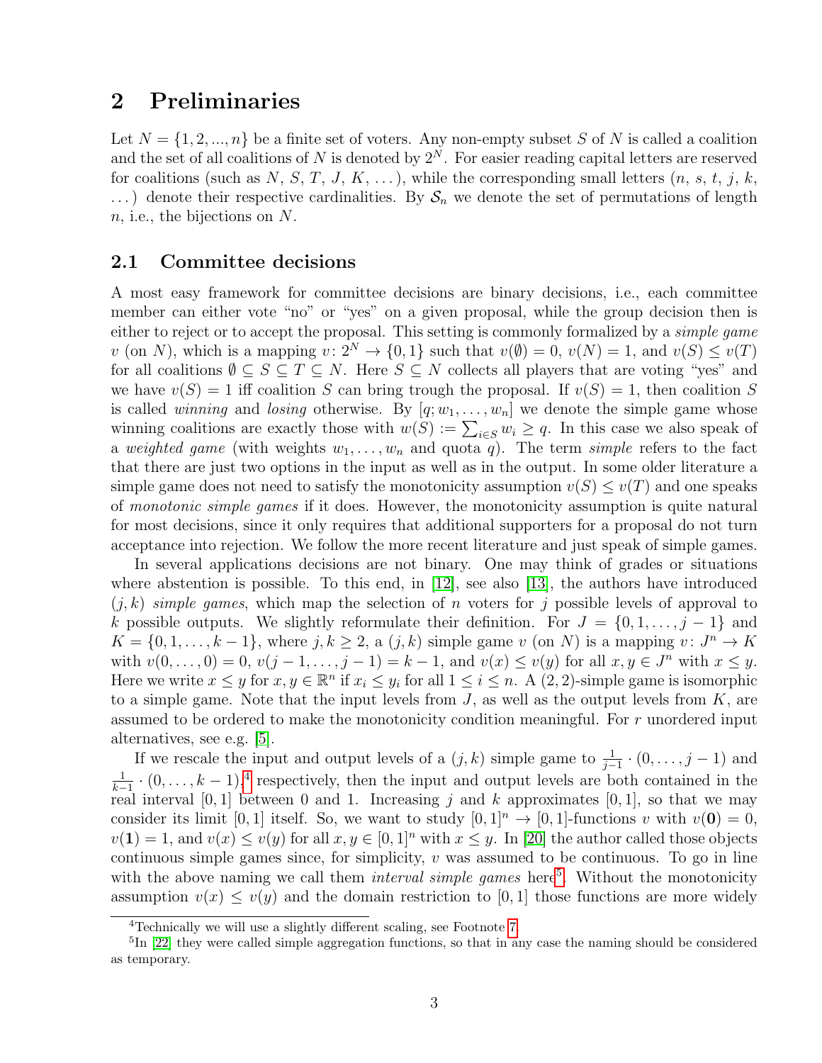## 2 Preliminaries

Let $N = \{1, 2, ..., n\}$ be a finite set of voters. Any non-empty subset $S$ of $N$ is called a coalition and the set of all coalitions of $N$ is denoted by $2^N$. For easier reading capital letters are reserved for coalitions (such as $N$, $S$, $T$, $J$, $K$, ...), while the corresponding small letters ($n$, $s$, $t$, $j$, $k$, ...) denote their respective cardinalities. By $\mathcal{S}_n$ we denote the set of permutations of length $n$, i.e., the bijections on $N$.

### 2.1 Committee decisions

A most easy framework for committee decisions are binary decisions, i.e., each committee member can either vote "no" or "yes" on a given proposal, while the group decision then is either to reject or to accept the proposal. This setting is commonly formalized by a *simple game* $v$ (on $N$), which is a mapping $v\colon 2^N \to \{0, 1\}$ such that $v(\emptyset) = 0$, $v(N) = 1$, and $v(S) \le v(T)$ for all coalitions $\emptyset \subseteq S \subseteq T \subseteq N$. Here $S \subseteq N$ collects all players that are voting "yes" and we have $v(S) = 1$ iff coalition $S$ can bring trough the proposal. If $v(S) = 1$, then coalition $S$ is called *winning* and *losing* otherwise. By $[q; w_1, \dots, w_n]$ we denote the simple game whose winning coalitions are exactly those with $w(S) := \sum_{i \in S} w_i \ge q$. In this case we also speak of a *weighted game* (with weights $w_1, \dots, w_n$ and quota $q$). The term *simple* refers to the fact that there are just two options in the input as well as in the output. In some older literature a simple game does not need to satisfy the monotonicity assumption $v(S) \le v(T)$ and one speaks of *monotonic simple games* if it does. However, the monotonicity assumption is quite natural for most decisions, since it only requires that additional supporters for a proposal do not turn acceptance into rejection. We follow the more recent literature and just speak of simple games.

In several applications decisions are not binary. One may think of grades or situations where abstention is possible. To this end, in [12], see also [13], the authors have introduced $(j, k)$ *simple games*, which map the selection of $n$ voters for $j$ possible levels of approval to $k$ possible outputs. We slightly reformulate their definition. For $J = \{0, 1, \dots, j-1\}$ and $K = \{0, 1, \dots, k-1\}$, where $j, k \ge 2$, a $(j, k)$ simple game $v$ (on $N$) is a mapping $v\colon J^n \to K$ with $v(0, \dots, 0) = 0$, $v(j-1, \dots, j-1) = k-1$, and $v(x) \le v(y)$ for all $x, y \in J^n$ with $x \le y$. Here we write $x \le y$ for $x, y \in \mathbb{R}^n$ if $x_i \le y_i$ for all $1 \le i \le n$. A (2, 2)-simple game is isomorphic to a simple game. Note that the input levels from $J$, as well as the output levels from $K$, are assumed to be ordered to make the monotonicity condition meaningful. For $r$ unordered input alternatives, see e.g. [5].

If we rescale the input and output levels of a $(j, k)$ simple game to $\frac{1}{j-1} \cdot (0, \dots, j-1)$ and $\frac{1}{k-1} \cdot (0, \dots, k-1)$,[4] respectively, then the input and output levels are both contained in the real interval $[0, 1]$ between 0 and 1. Increasing $j$ and $k$ approximates $[0, 1]$, so that we may consider its limit $[0, 1]$ itself. So, we want to study $[0, 1]^n \to [0, 1]$-functions $v$ with $v(\mathbf{0}) = 0$, $v(\mathbf{1}) = 1$, and $v(x) \le v(y)$ for all $x, y \in [0, 1]^n$ with $x \le y$. In [20] the author called those objects continuous simple games since, for simplicity, $v$ was assumed to be continuous. To go in line with the above naming we call them *interval simple games* here[5]. Without the monotonicity assumption $v(x) \le v(y)$ and the domain restriction to $[0, 1]$ those functions are more widely

[4] Technically we will use a slightly different scaling, see Footnote 7.

[5] In [22] they were called simple aggregation functions, so that in any case the naming should be considered as temporary.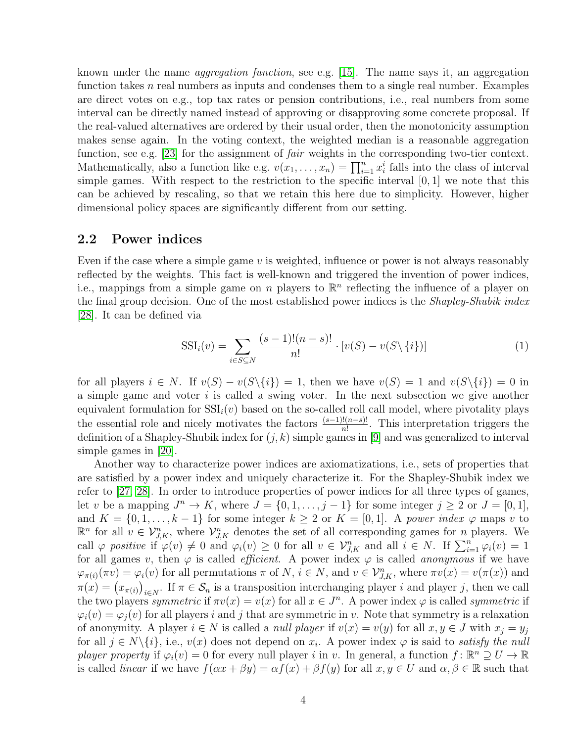known under the name *aggregation function*, see e.g. [15]. The name says it, an aggregation function takes $n$ real numbers as inputs and condenses them to a single real number. Examples are direct votes on e.g., top tax rates or pension contributions, i.e., real numbers from some interval can be directly named instead of approving or disapproving some concrete proposal. If the real-valued alternatives are ordered by their usual order, then the monotonicity assumption makes sense again. In the voting context, the weighted median is a reasonable aggregation function, see e.g. [23] for the assignment of *fair* weights in the corresponding two-tier context. Mathematically, also a function like e.g. $v(x_1, \dots, x_n) = \prod_{i=1}^{n} x_i^i$ falls into the class of interval simple games. With respect to the restriction to the specific interval $[0,1]$ we note that this can be achieved by rescaling, so that we retain this here due to simplicity. However, higher dimensional policy spaces are significantly different from our setting.

## 2.2 Power indices

Even if the case where a simple game $v$ is weighted, influence or power is not always reasonably reflected by the weights. This fact is well-known and triggered the invention of power indices, i.e., mappings from a simple game on $n$ players to $\mathbb{R}^n$ reflecting the influence of a player on the final group decision. One of the most established power indices is the *Shapley-Shubik index* [28]. It can be defined via

$$\mathrm{SSI}_i(v) = \sum_{i \in S \subseteq N} \frac{(s-1)!(n-s)!}{n!} \cdot [v(S) - v(S \setminus \{i\})] \tag{1}$$

for all players $i \in N$. If $v(S) - v(S \backslash \{i\}) = 1$, then we have $v(S) = 1$ and $v(S \backslash \{i\}) = 0$ in a simple game and voter $i$ is called a swing voter. In the next subsection we give another equivalent formulation for $\mathrm{SSI}_i(v)$ based on the so-called roll call model, where pivotality plays the essential role and nicely motivates the factors $\frac{(s-1)!(n-s)!}{n!}$. This interpretation triggers the definition of a Shapley-Shubik index for $(j,k)$ simple games in [9] and was generalized to interval simple games in [20].

Another way to characterize power indices are axiomatizations, i.e., sets of properties that are satisfied by a power index and uniquely characterize it. For the Shapley-Shubik index we refer to [27, 28]. In order to introduce properties of power indices for all three types of games, let $v$ be a mapping $J^n \to K$, where $J = \{0, 1, \dots, j-1\}$ for some integer $j \geq 2$ or $J = [0,1]$, and $K = \{0, 1, \dots, k-1\}$ for some integer $k \geq 2$ or $K = [0,1]$. A *power index* $\varphi$ maps $v$ to $\mathbb{R}^n$ for all $v \in \mathcal{V}_{J,K}^n$, where $\mathcal{V}_{J,K}^n$ denotes the set of all corresponding games for $n$ players. We call $\varphi$ *positive* if $\varphi(v) \neq 0$ and $\varphi_i(v) \geq 0$ for all $v \in \mathcal{V}_{J,K}^n$ and all $i \in N$. If $\sum_{i=1}^{n} \varphi_i(v) = 1$ for all games $v$, then $\varphi$ is called *efficient*. A power index $\varphi$ is called *anonymous* if we have $\varphi_{\pi(i)}(\pi v) = \varphi_i(v)$ for all permutations $\pi$ of $N$, $i \in N$, and $v \in \mathcal{V}_{J,K}^n$, where $\pi v(x) = v(\pi(x))$ and $\pi(x) = \left(x_{\pi(i)}\right)_{i \in N}$. If $\pi \in \mathcal{S}_n$ is a transposition interchanging player $i$ and player $j$, then we call the two players *symmetric* if $\pi v(x) = v(x)$ for all $x \in J^n$. A power index $\varphi$ is called *symmetric* if $\varphi_i(v) = \varphi_j(v)$ for all players $i$ and $j$ that are symmetric in $v$. Note that symmetry is a relaxation of anonymity. A player $i \in N$ is called a *null player* if $v(x) = v(y)$ for all $x, y \in J$ with $x_j = y_j$ for all $j \in N \backslash \{i\}$, i.e., $v(x)$ does not depend on $x_i$. A power index $\varphi$ is said to *satisfy the null player property* if $\varphi_i(v) = 0$ for every null player $i$ in $v$. In general, a function $f \colon \mathbb{R}^n \supseteq U \to \mathbb{R}$ is called *linear* if we have $f(\alpha x + \beta y) = \alpha f(x) + \beta f(y)$ for all $x, y \in U$ and $\alpha, \beta \in \mathbb{R}$ such that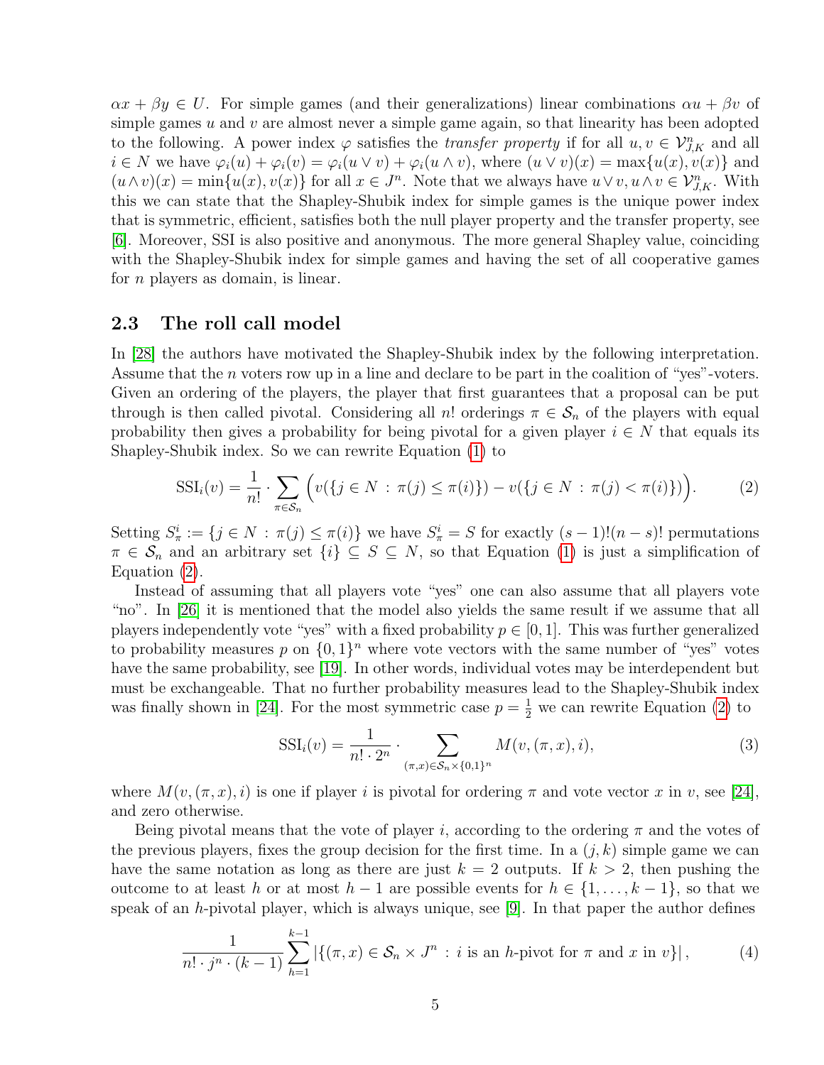$\alpha x + \beta y \in U$. For simple games (and their generalizations) linear combinations $\alpha u + \beta v$ of simple games $u$ and $v$ are almost never a simple game again, so that linearity has been adopted to the following. A power index $\varphi$ satisfies the *transfer property* if for all $u, v \in \mathcal{V}^n_{J,K}$ and all $i \in N$ we have $\varphi_i(u) + \varphi_i(v) = \varphi_i(u \vee v) + \varphi_i(u \wedge v)$, where $(u \vee v)(x) = \max\{u(x), v(x)\}$ and $(u \wedge v)(x) = \min\{u(x), v(x)\}$ for all $x \in J^n$. Note that we always have $u \vee v, u \wedge v \in \mathcal{V}^n_{J,K}$. With this we can state that the Shapley-Shubik index for simple games is the unique power index that is symmetric, efficient, satisfies both the null player property and the transfer property, see [6]. Moreover, SSI is also positive and anonymous. The more general Shapley value, coinciding with the Shapley-Shubik index for simple games and having the set of all cooperative games for $n$ players as domain, is linear.

### 2.3 The roll call model

In [28] the authors have motivated the Shapley-Shubik index by the following interpretation. Assume that the $n$ voters row up in a line and declare to be part in the coalition of "yes"-voters. Given an ordering of the players, the player that first guarantees that a proposal can be put through is then called pivotal. Considering all $n!$ orderings $\pi \in \mathcal{S}_n$ of the players with equal probability then gives a probability for being pivotal for a given player $i \in N$ that equals its Shapley-Shubik index. So we can rewrite Equation (1) to

$$\mathrm{SSI}_i(v) = \frac{1}{n!} \cdot \sum_{\pi \in \mathcal{S}_n} \Big( v(\{j \in N \,:\, \pi(j) \le \pi(i)\}) - v(\{j \in N \,:\, \pi(j) < \pi(i)\}) \Big). \tag{2}$$

Setting $S^i_\pi := \{j \in N \,:\, \pi(j) \le \pi(i)\}$ we have $S^i_\pi = S$ for exactly $(s-1)!(n-s)!$ permutations $\pi \in \mathcal{S}_n$ and an arbitrary set $\{i\} \subseteq S \subseteq N$, so that Equation (1) is just a simplification of Equation (2).

Instead of assuming that all players vote "yes" one can also assume that all players vote "no". In [26] it is mentioned that the model also yields the same result if we assume that all players independently vote "yes" with a fixed probability $p \in [0, 1]$. This was further generalized to probability measures $p$ on $\{0, 1\}^n$ where vote vectors with the same number of "yes" votes have the same probability, see [19]. In other words, individual votes may be interdependent but must be exchangeable. That no further probability measures lead to the Shapley-Shubik index was finally shown in [24]. For the most symmetric case $p = \frac{1}{2}$ we can rewrite Equation (2) to

$$\mathrm{SSI}_i(v) = \frac{1}{n! \cdot 2^n} \cdot \sum_{(\pi,x) \in \mathcal{S}_n \times \{0,1\}^n} M(v, (\pi, x), i), \tag{3}$$

where $M(v, (\pi, x), i)$ is one if player $i$ is pivotal for ordering $\pi$ and vote vector $x$ in $v$, see [24], and zero otherwise.

Being pivotal means that the vote of player $i$, according to the ordering $\pi$ and the votes of the previous players, fixes the group decision for the first time. In a $(j, k)$ simple game we can have the same notation as long as there are just $k = 2$ outputs. If $k > 2$, then pushing the outcome to at least $h$ or at most $h - 1$ are possible events for $h \in \{1, \dots, k - 1\}$, so that we speak of an $h$-pivotal player, which is always unique, see [9]. In that paper the author defines

$$\frac{1}{n! \cdot j^n \cdot (k-1)} \sum_{h=1}^{k-1} \left| \{(\pi, x) \in \mathcal{S}_n \times J^n \,:\, i \text{ is an } h\text{-pivot for } \pi \text{ and } x \text{ in } v\} \right|, \tag{4}$$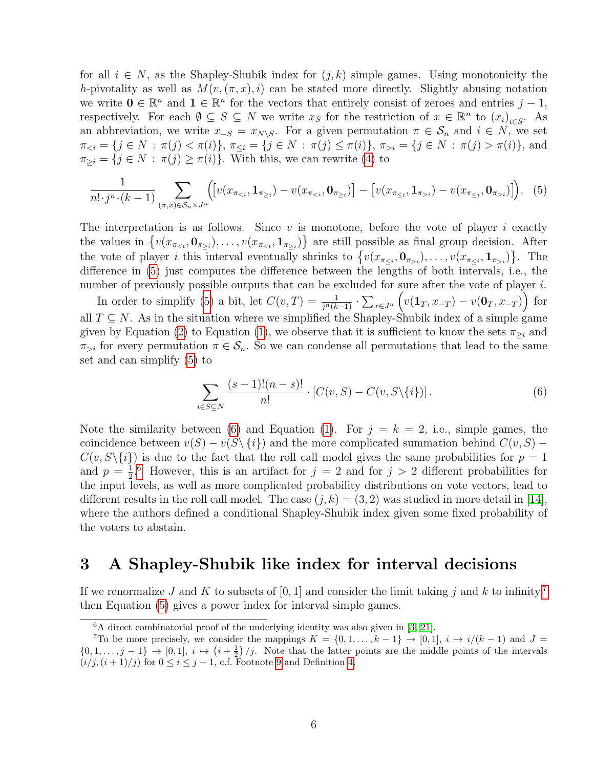for all $i \in N$, as the Shapley-Shubik index for $(j,k)$ simple games. Using monotonicity the $h$-pivotality as well as $M(v,(\pi,x),i)$ can be stated more directly. Slightly abusing notation we write $\mathbf{0} \in \mathbb{R}^n$ and $\mathbf{1} \in \mathbb{R}^n$ for the vectors that entirely consist of zeroes and entries $j-1$, respectively. For each $\emptyset \subseteq S \subseteq N$ we write $x_S$ for the restriction of $x \in \mathbb{R}^n$ to $(x_i)_{i \in S}$. As an abbreviation, we write $x_{-S} = x_{N \setminus S}$. For a given permutation $\pi \in \mathcal{S}_n$ and $i \in N$, we set $\pi_{<i} = \{j \in N : \pi(j) < \pi(i)\}$, $\pi_{\le i} = \{j \in N : \pi(j) \le \pi(i)\}$, $\pi_{>i} = \{j \in N : \pi(j) > \pi(i)\}$, and $\pi_{\ge i} = \{j \in N : \pi(j) \ge \pi(i)\}$. With this, we can rewrite (4) to

$$\frac{1}{n! \cdot j^n \cdot (k-1)} \sum_{(\pi,x) \in \mathcal{S}_n \times J^n} \Big( \big[v(x_{\pi_{<i}}, \mathbf{1}_{\pi_{\ge i}}) - v(x_{\pi_{<i}}, \mathbf{0}_{\pi_{\ge i}})\big] - \big[v(x_{\pi_{\le i}}, \mathbf{1}_{\pi_{>i}}) - v(x_{\pi_{\le i}}, \mathbf{0}_{\pi_{>i}})\big] \Big). \quad (5)$$

The interpretation is as follows. Since $v$ is monotone, before the vote of player $i$ exactly the values in $\{v(x_{\pi_{<i}}, \mathbf{0}_{\pi_{\ge i}}), \ldots, v(x_{\pi_{<i}}, \mathbf{1}_{\pi_{\ge i}})\}$ are still possible as final group decision. After the vote of player $i$ this interval eventually shrinks to $\{v(x_{\pi_{\le i}}, \mathbf{0}_{\pi_{>i}}), \ldots, v(x_{\pi_{\le i}}, \mathbf{1}_{\pi_{>i}})\}$. The difference in (5) just computes the difference between the lengths of both intervals, i.e., the number of previously possible outputs that can be excluded for sure after the vote of player $i$.

In order to simplify (5) a bit, let $C(v,T) = \frac{1}{j^n(k-1)} \cdot \sum_{x \in J^n} \Big( v(\mathbf{1}_T, x_{-T}) - v(\mathbf{0}_T, x_{-T}) \Big)$ for all $T \subseteq N$. As in the situation where we simplified the Shapley-Shubik index of a simple game given by Equation (2) to Equation (1), we observe that it is sufficient to know the sets $\pi_{\ge i}$ and $\pi_{>i}$ for every permutation $\pi \in \mathcal{S}_n$. So we can condense all permutations that lead to the same set and can simplify (5) to

$$\sum_{i \in S \subseteq N} \frac{(s-1)!(n-s)!}{n!} \cdot \left[ C(v,S) - C(v, S \setminus \{i\}) \right]. \quad (6)$$

Note the similarity between (6) and Equation (1). For $j = k = 2$, i.e., simple games, the coincidence between $v(S) - v(S \setminus \{i\})$ and the more complicated summation behind $C(v,S) - C(v, S \setminus \{i\})$ is due to the fact that the roll call model gives the same probabilities for $p = 1$ and $p = \frac{1}{2}$.[6] However, this is an artifact for $j = 2$ and for $j > 2$ different probabilities for the input levels, as well as more complicated probability distributions on vote vectors, lead to different results in the roll call model. The case $(j,k) = (3,2)$ was studied in more detail in [14], where the authors defined a conditional Shapley-Shubik index given some fixed probability of the voters to abstain.

## 3 A Shapley-Shubik like index for interval decisions

If we renormalize $J$ and $K$ to subsets of $[0,1]$ and consider the limit taking $j$ and $k$ to infinity,[7] then Equation (5) gives a power index for interval simple games.

[6] A direct combinatorial proof of the underlying identity was also given in [3, 21].

[7] To be more precisely, we consider the mappings $K = \{0,1,\ldots,k-1\} \to [0,1]$, $i \mapsto i/(k-1)$ and $J = \{0,1,\ldots,j-1\} \to [0,1]$, $i \mapsto \left(i + \frac{1}{2}\right)/j$. Note that the latter points are the middle points of the intervals $(i/j,(i+1)/j)$ for $0 \le i \le j-1$, c.f. Footnote 9 and Definition 4.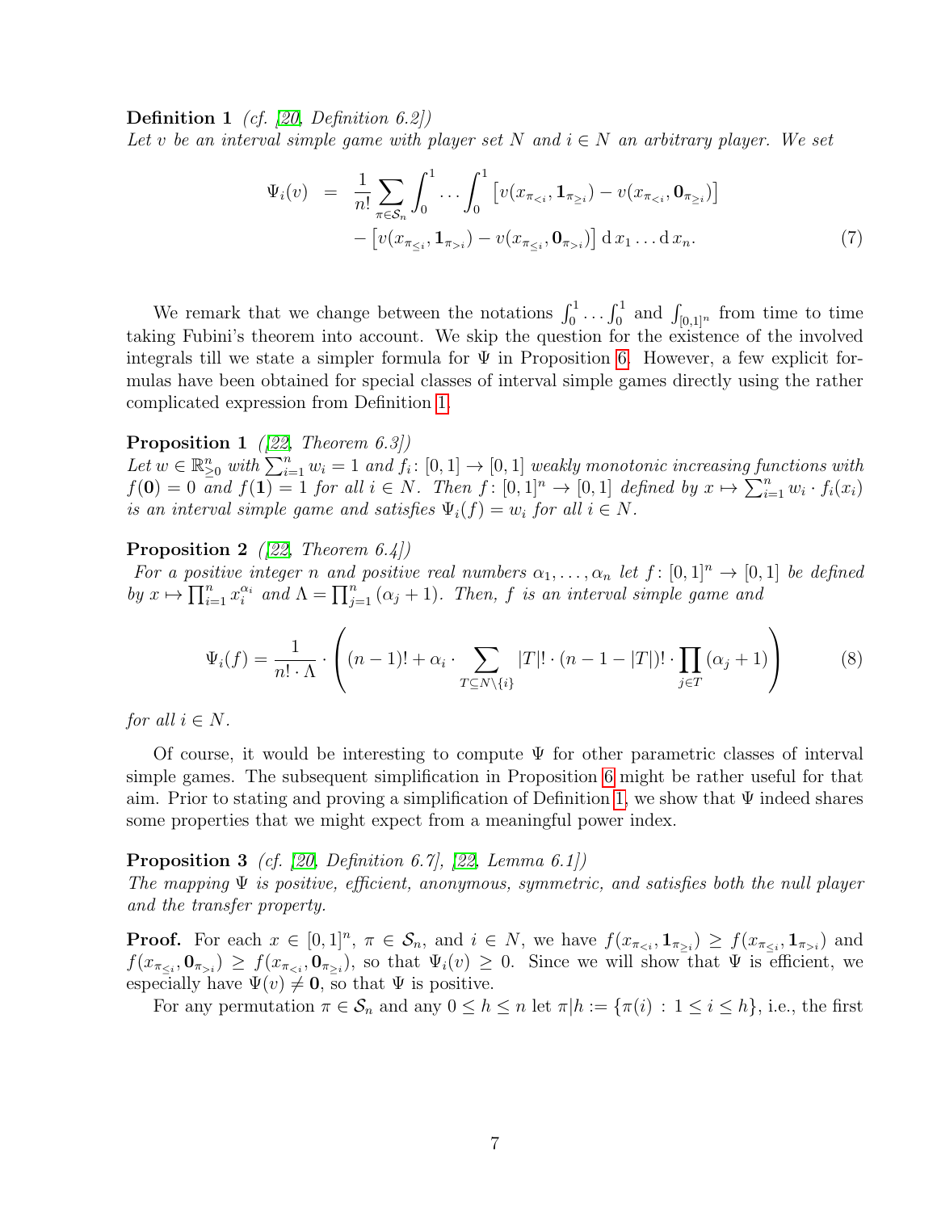**Definition 1** *(cf. [20, Definition 6.2])*
*Let $v$ be an interval simple game with player set $N$ and $i \in N$ an arbitrary player. We set*

$$
\begin{aligned}
\Psi_i(v) \;=\; & \frac{1}{n!} \sum_{\pi \in \mathcal{S}_n} \int_0^1 \ldots \int_0^1 \left[ v(x_{\pi_{<i}}, \mathbf{1}_{\pi_{\geq i}}) - v(x_{\pi_{<i}}, \mathbf{0}_{\pi_{\geq i}}) \right] \\
& - \left[ v(x_{\pi_{\leq i}}, \mathbf{1}_{\pi_{>i}}) - v(x_{\pi_{\leq i}}, \mathbf{0}_{\pi_{>i}}) \right] \mathrm{d}\, x_1 \ldots \mathrm{d}\, x_n. \qquad (7)
\end{aligned}
$$

We remark that we change between the notations $\int_0^1 \ldots \int_0^1$ and $\int_{[0,1]^n}$ from time to time taking Fubini's theorem into account. We skip the question for the existence of the involved integrals till we state a simpler formula for $\Psi$ in Proposition 6. However, a few explicit formulas have been obtained for special classes of interval simple games directly using the rather complicated expression from Definition 1.

**Proposition 1** *([22, Theorem 6.3])*
*Let $w \in \mathbb{R}^n_{\geq 0}$ with $\sum_{i=1}^n w_i = 1$ and $f_i \colon [0,1] \to [0,1]$ weakly monotonic increasing functions with $f(\mathbf{0}) = 0$ and $f(\mathbf{1}) = 1$ for all $i \in N$. Then $f \colon [0,1]^n \to [0,1]$ defined by $x \mapsto \sum_{i=1}^n w_i \cdot f_i(x_i)$ is an interval simple game and satisfies $\Psi_i(f) = w_i$ for all $i \in N$.*

**Proposition 2** *([22, Theorem 6.4])*
*For a positive integer $n$ and positive real numbers $\alpha_1, \ldots, \alpha_n$ let $f \colon [0,1]^n \to [0,1]$ be defined by $x \mapsto \prod_{i=1}^n x_i^{\alpha_i}$ and $\Lambda = \prod_{j=1}^n (\alpha_j + 1)$. Then, $f$ is an interval simple game and*

$$
\Psi_i(f) = \frac{1}{n! \cdot \Lambda} \cdot \left( (n-1)! + \alpha_i \cdot \sum_{T \subseteq N \setminus \{i\}} |T|! \cdot (n-1-|T|)! \cdot \prod_{j \in T} (\alpha_j + 1) \right) \qquad (8)
$$

*for all $i \in N$.*

Of course, it would be interesting to compute $\Psi$ for other parametric classes of interval simple games. The subsequent simplification in Proposition 6 might be rather useful for that aim. Prior to stating and proving a simplification of Definition 1, we show that $\Psi$ indeed shares some properties that we might expect from a meaningful power index.

**Proposition 3** *(cf. [20, Definition 6.7], [22, Lemma 6.1])*
*The mapping $\Psi$ is positive, efficient, anonymous, symmetric, and satisfies both the null player and the transfer property.*

**Proof.** For each $x \in [0,1]^n$, $\pi \in \mathcal{S}_n$, and $i \in N$, we have $f(x_{\pi_{<i}}, \mathbf{1}_{\pi_{\geq i}}) \geq f(x_{\pi_{\leq i}}, \mathbf{1}_{\pi_{>i}})$ and $f(x_{\pi_{\leq i}}, \mathbf{0}_{\pi_{>i}}) \geq f(x_{\pi_{<i}}, \mathbf{0}_{\pi_{\geq i}})$, so that $\Psi_i(v) \geq 0$. Since we will show that $\Psi$ is efficient, we especially have $\Psi(v) \neq \mathbf{0}$, so that $\Psi$ is positive.

For any permutation $\pi \in \mathcal{S}_n$ and any $0 \leq h \leq n$ let $\pi|h := \{\pi(i) : 1 \leq i \leq h\}$, i.e., the first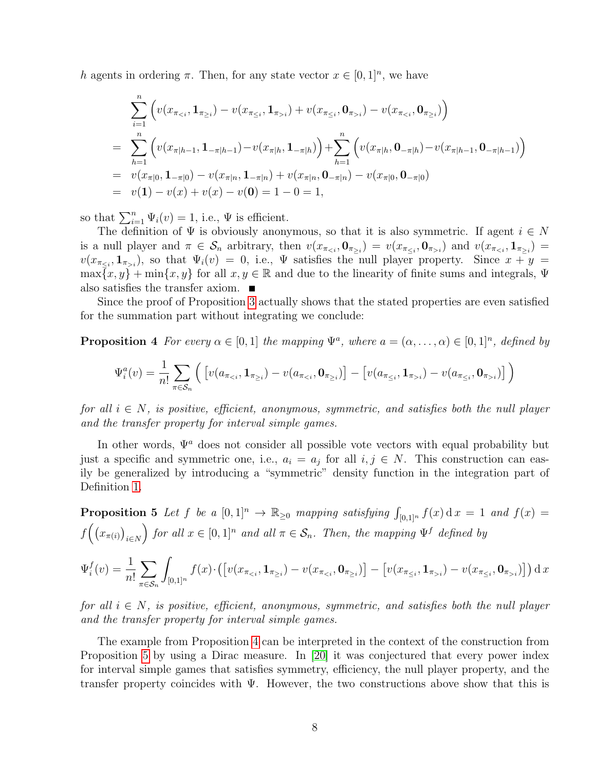$h$ agents in ordering $\pi$. Then, for any state vector $x \in [0,1]^n$, we have

$$
\begin{aligned}
& \sum_{i=1}^{n} \Big( v(x_{\pi_{<i}}, \mathbf{1}_{\pi_{\geq i}}) - v(x_{\pi_{\leq i}}, \mathbf{1}_{\pi_{>i}}) + v(x_{\pi_{\leq i}}, \mathbf{0}_{\pi_{>i}}) - v(x_{\pi_{<i}}, \mathbf{0}_{\pi_{\geq i}}) \Big) \\
= \; & \sum_{h=1}^{n} \Big( v(x_{\pi|h-1}, \mathbf{1}_{-\pi|h-1}) - v(x_{\pi|h}, \mathbf{1}_{-\pi|h}) \Big) + \sum_{h=1}^{n} \Big( v(x_{\pi|h}, \mathbf{0}_{-\pi|h}) - v(x_{\pi|h-1}, \mathbf{0}_{-\pi|h-1}) \Big) \\
= \; & v(x_{\pi|0}, \mathbf{1}_{-\pi|0}) - v(x_{\pi|n}, \mathbf{1}_{-\pi|n}) + v(x_{\pi|n}, \mathbf{0}_{-\pi|n}) - v(x_{\pi|0}, \mathbf{0}_{-\pi|0}) \\
= \; & v(\mathbf{1}) - v(x) + v(x) - v(\mathbf{0}) = 1 - 0 = 1,
\end{aligned}
$$

so that $\sum_{i=1}^{n} \Psi_i(v) = 1$, i.e., $\Psi$ is efficient.

The definition of $\Psi$ is obviously anonymous, so that it is also symmetric. If agent $i \in N$ is a null player and $\pi \in \mathcal{S}_n$ arbitrary, then $v(x_{\pi_{<i}}, \mathbf{0}_{\pi_{\geq i}}) = v(x_{\pi_{\leq i}}, \mathbf{0}_{\pi_{>i}})$ and $v(x_{\pi_{<i}}, \mathbf{1}_{\pi_{\geq i}}) = v(x_{\pi_{\leq i}}, \mathbf{1}_{\pi_{>i}})$, so that $\Psi_i(v) = 0$, i.e., $\Psi$ satisfies the null player property. Since $x + y = \max\{x, y\} + \min\{x, y\}$ for all $x, y \in \mathbb{R}$ and due to the linearity of finite sums and integrals, $\Psi$ also satisfies the transfer axiom. ■

Since the proof of Proposition 3 actually shows that the stated properties are even satisfied for the summation part without integrating we conclude:

**Proposition 4** *For every $\alpha \in [0,1]$ the mapping $\Psi^a$, where $a = (\alpha, \ldots, \alpha) \in [0,1]^n$, defined by*

$$
\Psi_i^a(v) = \frac{1}{n!} \sum_{\pi \in \mathcal{S}_n} \Big( \big[ v(a_{\pi_{<i}}, \mathbf{1}_{\pi_{\geq i}}) - v(a_{\pi_{<i}}, \mathbf{0}_{\pi_{\geq i}}) \big] - \big[ v(a_{\pi_{\leq i}}, \mathbf{1}_{\pi_{>i}}) - v(a_{\pi_{\leq i}}, \mathbf{0}_{\pi_{>i}}) \big] \Big)
$$

*for all $i \in N$, is positive, efficient, anonymous, symmetric, and satisfies both the null player and the transfer property for interval simple games.*

In other words, $\Psi^a$ does not consider all possible vote vectors with equal probability but just a specific and symmetric one, i.e., $a_i = a_j$ for all $i, j \in N$. This construction can easily be generalized by introducing a "symmetric" density function in the integration part of Definition 1.

**Proposition 5** *Let $f$ be a $[0,1]^n \to \mathbb{R}_{\geq 0}$ mapping satisfying $\int_{[0,1]^n} f(x) \, \mathrm{d}\, x = 1$ and $f(x) = f\Big( \big(x_{\pi(i)}\big)_{i \in N} \Big)$ for all $x \in [0,1]^n$ and all $\pi \in \mathcal{S}_n$. Then, the mapping $\Psi^f$ defined by*

$$
\Psi_i^f(v) = \frac{1}{n!} \sum_{\pi \in \mathcal{S}_n} \int_{[0,1]^n} f(x) \cdot \Big( \big[ v(x_{\pi_{<i}}, \mathbf{1}_{\pi_{\geq i}}) - v(x_{\pi_{<i}}, \mathbf{0}_{\pi_{\geq i}}) \big] - \big[ v(x_{\pi_{\leq i}}, \mathbf{1}_{\pi_{>i}}) - v(x_{\pi_{\leq i}}, \mathbf{0}_{\pi_{>i}}) \big] \Big) \, \mathrm{d}\, x
$$

*for all $i \in N$, is positive, efficient, anonymous, symmetric, and satisfies both the null player and the transfer property for interval simple games.*

The example from Proposition 4 can be interpreted in the context of the construction from Proposition 5 by using a Dirac measure. In [20] it was conjectured that every power index for interval simple games that satisfies symmetry, efficiency, the null player property, and the transfer property coincides with $\Psi$. However, the two constructions above show that this is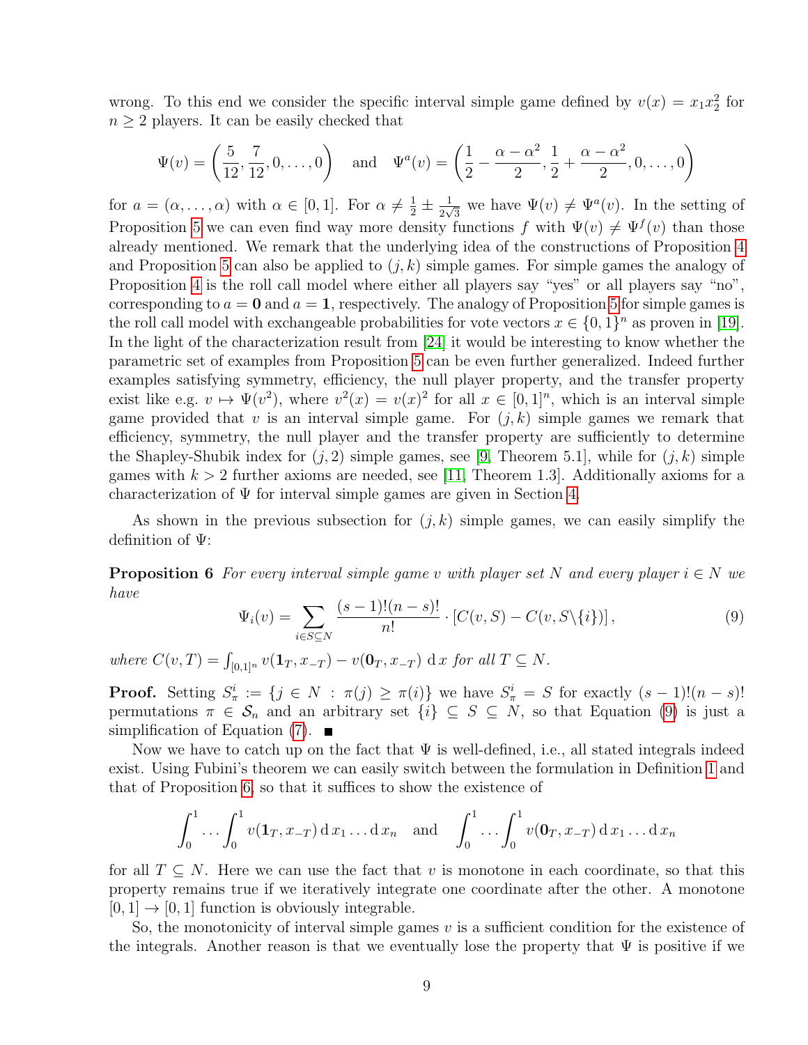wrong. To this end we consider the specific interval simple game defined by $v(x) = x_1 x_2^2$ for $n \geq 2$ players. It can be easily checked that

$$\Psi(v) = \left(\frac{5}{12}, \frac{7}{12}, 0, \ldots, 0\right) \quad \text{and} \quad \Psi^a(v) = \left(\frac{1}{2} - \frac{\alpha - \alpha^2}{2}, \frac{1}{2} + \frac{\alpha - \alpha^2}{2}, 0, \ldots, 0\right)$$

for $a = (\alpha, \ldots, \alpha)$ with $\alpha \in [0,1]$. For $\alpha \neq \frac{1}{2} \pm \frac{1}{2\sqrt{3}}$ we have $\Psi(v) \neq \Psi^a(v)$. In the setting of Proposition 5 we can even find way more density functions $f$ with $\Psi(v) \neq \Psi^f(v)$ than those already mentioned. We remark that the underlying idea of the constructions of Proposition 4 and Proposition 5 can also be applied to $(j,k)$ simple games. For simple games the analogy of Proposition 4 is the roll call model where either all players say "yes" or all players say "no", corresponding to $a = \mathbf{0}$ and $a = \mathbf{1}$, respectively. The analogy of Proposition 5 for simple games is the roll call model with exchangeable probabilities for vote vectors $x \in \{0,1\}^n$ as proven in [19]. In the light of the characterization result from [24] it would be interesting to know whether the parametric set of examples from Proposition 5 can be even further generalized. Indeed further examples satisfying symmetry, efficiency, the null player property, and the transfer property exist like e.g. $v \mapsto \Psi(v^2)$, where $v^2(x) = v(x)^2$ for all $x \in [0,1]^n$, which is an interval simple game provided that $v$ is an interval simple game. For $(j,k)$ simple games we remark that efficiency, symmetry, the null player and the transfer property are sufficiently to determine the Shapley-Shubik index for $(j,2)$ simple games, see [9, Theorem 5.1], while for $(j,k)$ simple games with $k > 2$ further axioms are needed, see [11, Theorem 1.3]. Additionally axioms for a characterization of $\Psi$ for interval simple games are given in Section 4.

As shown in the previous subsection for $(j,k)$ simple games, we can easily simplify the definition of $\Psi$:

**Proposition 6** *For every interval simple game $v$ with player set $N$ and every player $i \in N$ we have*

$$\Psi_i(v) = \sum_{i \in S \subseteq N} \frac{(s-1)!(n-s)!}{n!} \cdot \left[C(v,S) - C(v, S \backslash \{i\})\right], \tag{9}$$

*where $C(v,T) = \int_{[0,1]^n} v(\mathbf{1}_T, x_{-T}) - v(\mathbf{0}_T, x_{-T}) \, \mathrm{d}\, x$ for all $T \subseteq N$.*

**Proof.** Setting $S_\pi^i := \{j \in N : \pi(j) \geq \pi(i)\}$ we have $S_\pi^i = S$ for exactly $(s-1)!(n-s)!$ permutations $\pi \in \mathcal{S}_n$ and an arbitrary set $\{i\} \subseteq S \subseteq N$, so that Equation (9) is just a simplification of Equation (7). ■

Now we have to catch up on the fact that $\Psi$ is well-defined, i.e., all stated integrals indeed exist. Using Fubini's theorem we can easily switch between the formulation in Definition 1 and that of Proposition 6, so that it suffices to show the existence of

$$\int_0^1 \ldots \int_0^1 v(\mathbf{1}_T, x_{-T}) \, \mathrm{d}\, x_1 \ldots \mathrm{d}\, x_n \quad \text{and} \quad \int_0^1 \ldots \int_0^1 v(\mathbf{0}_T, x_{-T}) \, \mathrm{d}\, x_1 \ldots \mathrm{d}\, x_n$$

for all $T \subseteq N$. Here we can use the fact that $v$ is monotone in each coordinate, so that this property remains true if we iteratively integrate one coordinate after the other. A monotone $[0,1] \to [0,1]$ function is obviously integrable.

So, the monotonicity of interval simple games $v$ is a sufficient condition for the existence of the integrals. Another reason is that we eventually lose the property that $\Psi$ is positive if we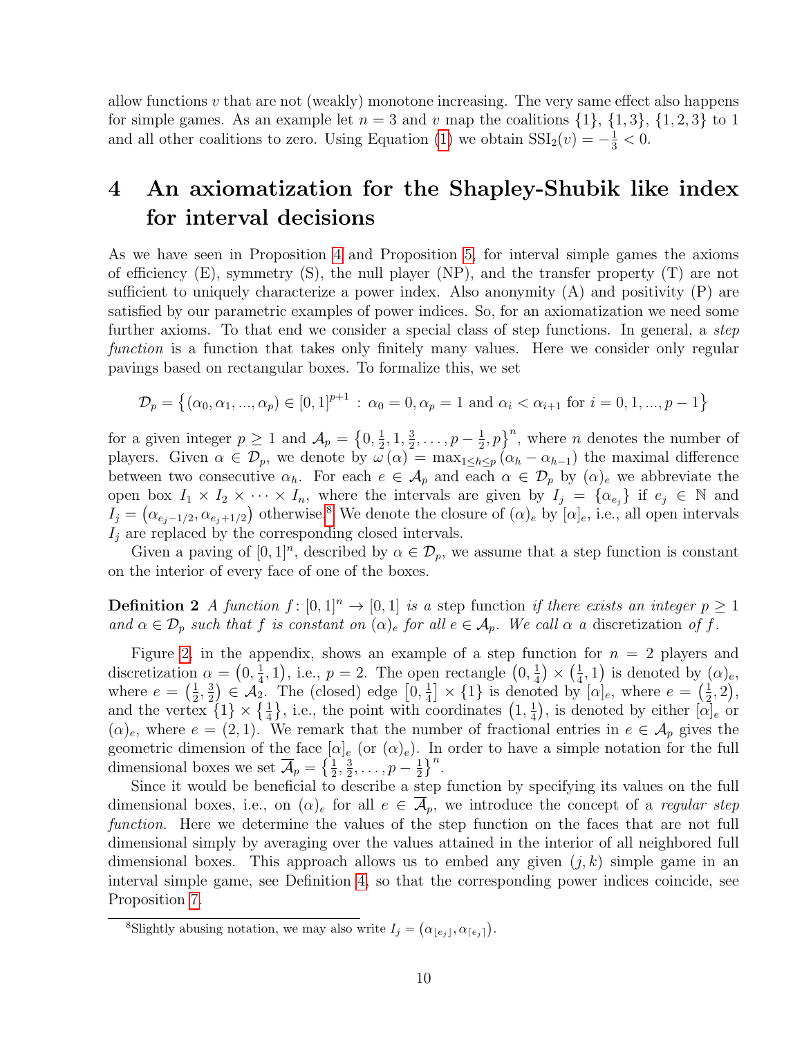allow functions $v$ that are not (weakly) monotone increasing. The very same effect also happens for simple games. As an example let $n = 3$ and $v$ map the coalitions $\{1\}$, $\{1,3\}$, $\{1,2,3\}$ to 1 and all other coalitions to zero. Using Equation (1) we obtain $\mathrm{SSI}_2(v) = -\frac{1}{3} < 0$.

# 4 An axiomatization for the Shapley-Shubik like index for interval decisions

As we have seen in Proposition 4 and Proposition 5, for interval simple games the axioms of efficiency (E), symmetry (S), the null player (NP), and the transfer property (T) are not sufficient to uniquely characterize a power index. Also anonymity (A) and positivity (P) are satisfied by our parametric examples of power indices. So, for an axiomatization we need some further axioms. To that end we consider a special class of step functions. In general, a *step function* is a function that takes only finitely many values. Here we consider only regular pavings based on rectangular boxes. To formalize this, we set

$$\mathcal{D}_p = \left\{(\alpha_0, \alpha_1, ..., \alpha_p) \in [0,1]^{p+1} \,:\, \alpha_0 = 0, \alpha_p = 1 \text{ and } \alpha_i < \alpha_{i+1} \text{ for } i = 0, 1, ..., p-1\right\}$$

for a given integer $p \geq 1$ and $\mathcal{A}_p = \left\{0, \frac{1}{2}, 1, \frac{3}{2}, \ldots, p - \frac{1}{2}, p\right\}^n$, where $n$ denotes the number of players. Given $\alpha \in \mathcal{D}_p$, we denote by $\omega(\alpha) = \max_{1 \leq h \leq p} (\alpha_h - \alpha_{h-1})$ the maximal difference between two consecutive $\alpha_h$. For each $e \in \mathcal{A}_p$ and each $\alpha \in \mathcal{D}_p$ by $(\alpha)_e$ we abbreviate the open box $I_1 \times I_2 \times \cdots \times I_n$, where the intervals are given by $I_j = \{\alpha_{e_j}\}$ if $e_j \in \mathbb{N}$ and $I_j = \left(\alpha_{e_j - 1/2}, \alpha_{e_j + 1/2}\right)$ otherwise.[8] We denote the closure of $(\alpha)_e$ by $[\alpha]_e$, i.e., all open intervals $I_j$ are replaced by the corresponding closed intervals.

Given a paving of $[0,1]^n$, described by $\alpha \in \mathcal{D}_p$, we assume that a step function is constant on the interior of every face of one of the boxes.

**Definition 2** *A function $f\colon [0,1]^n \to [0,1]$ is a* step function *if there exists an integer $p \geq 1$ and $\alpha \in \mathcal{D}_p$ such that $f$ is constant on $(\alpha)_e$ for all $e \in \mathcal{A}_p$. We call $\alpha$ a* discretization *of $f$.*

Figure 2, in the appendix, shows an example of a step function for $n = 2$ players and discretization $\alpha = \left(0, \frac{1}{4}, 1\right)$, i.e., $p = 2$. The open rectangle $\left(0, \frac{1}{4}\right) \times \left(\frac{1}{4}, 1\right)$ is denoted by $(\alpha)_e$, where $e = \left(\frac{1}{2}, \frac{3}{2}\right) \in \mathcal{A}_2$. The (closed) edge $\left[0, \frac{1}{4}\right] \times \{1\}$ is denoted by $[\alpha]_e$, where $e = \left(\frac{1}{2}, 2\right)$, and the vertex $\{1\} \times \left\{\frac{1}{4}\right\}$, i.e., the point with coordinates $\left(1, \frac{1}{4}\right)$, is denoted by either $[\alpha]_e$ or $(\alpha)_e$, where $e = (2, 1)$. We remark that the number of fractional entries in $e \in \mathcal{A}_p$ gives the geometric dimension of the face $[\alpha]_e$ (or $(\alpha)_e$). In order to have a simple notation for the full dimensional boxes we set $\overline{\mathcal{A}}_p = \left\{\frac{1}{2}, \frac{3}{2}, \ldots, p - \frac{1}{2}\right\}^n$.

Since it would be beneficial to describe a step function by specifying its values on the full dimensional boxes, i.e., on $(\alpha)_e$ for all $e \in \overline{\mathcal{A}}_p$, we introduce the concept of a *regular step function*. Here we determine the values of the step function on the faces that are not full dimensional simply by averaging over the values attained in the interior of all neighbored full dimensional boxes. This approach allows us to embed any given $(j,k)$ simple game in an interval simple game, see Definition 4, so that the corresponding power indices coincide, see Proposition 7.

[8] Slightly abusing notation, we may also write $I_j = \left(\alpha_{\lfloor e_j \rfloor}, \alpha_{\lceil e_j \rceil}\right)$.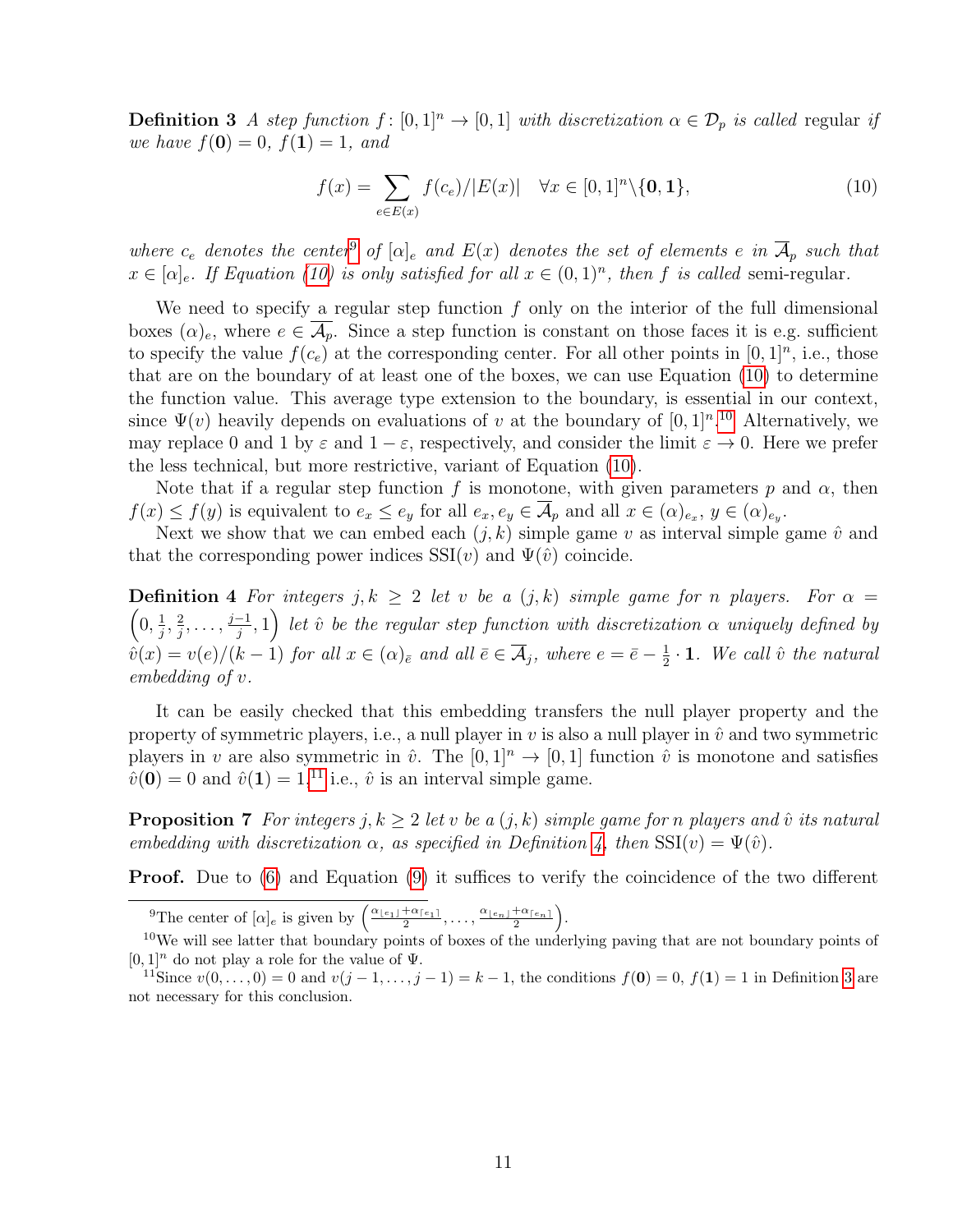**Definition 3** *A step function $f\colon [0,1]^n \to [0,1]$ with discretization $\alpha \in \mathcal{D}_p$ is called* regular *if we have $f(\mathbf{0}) = 0$, $f(\mathbf{1}) = 1$, and*

$$f(x) = \sum_{e \in E(x)} f(c_e)/|E(x)| \quad \forall x \in [0,1]^n \backslash \{\mathbf{0}, \mathbf{1}\}, \tag{10}$$

*where $c_e$ denotes the center*[9] *of $[\alpha]_e$ and $E(x)$ denotes the set of elements $e$ in $\overline{\mathcal{A}}_p$ such that $x \in [\alpha]_e$. If Equation (10) is only satisfied for all $x \in (0,1)^n$, then $f$ is called* semi-regular.

We need to specify a regular step function $f$ only on the interior of the full dimensional boxes $(\alpha)_e$, where $e \in \overline{\mathcal{A}}_p$. Since a step function is constant on those faces it is e.g. sufficient to specify the value $f(c_e)$ at the corresponding center. For all other points in $[0,1]^n$, i.e., those that are on the boundary of at least one of the boxes, we can use Equation (10) to determine the function value. This average type extension to the boundary, is essential in our context, since $\Psi(v)$ heavily depends on evaluations of $v$ at the boundary of $[0,1]^n$.[10] Alternatively, we may replace 0 and 1 by $\varepsilon$ and $1-\varepsilon$, respectively, and consider the limit $\varepsilon \to 0$. Here we prefer the less technical, but more restrictive, variant of Equation (10).

Note that if a regular step function $f$ is monotone, with given parameters $p$ and $\alpha$, then $f(x) \le f(y)$ is equivalent to $e_x \le e_y$ for all $e_x, e_y \in \overline{\mathcal{A}}_p$ and all $x \in (\alpha)_{e_x}$, $y \in (\alpha)_{e_y}$.

Next we show that we can embed each $(j,k)$ simple game $v$ as interval simple game $\hat{v}$ and that the corresponding power indices $\mathrm{SSI}(v)$ and $\Psi(\hat{v})$ coincide.

**Definition 4** *For integers $j, k \ge 2$ let $v$ be a $(j,k)$ simple game for $n$ players. For $\alpha = \left(0, \frac{1}{j}, \frac{2}{j}, \ldots, \frac{j-1}{j}, 1\right)$ let $\hat{v}$ be the regular step function with discretization $\alpha$ uniquely defined by $\hat{v}(x) = v(e)/(k-1)$ for all $x \in (\alpha)_{\bar{e}}$ and all $\bar{e} \in \overline{\mathcal{A}}_j$, where $e = \bar{e} - \frac{1}{2} \cdot \mathbf{1}$. We call $\hat{v}$ the natural embedding of $v$.*

It can be easily checked that this embedding transfers the null player property and the property of symmetric players, i.e., a null player in $v$ is also a null player in $\hat{v}$ and two symmetric players in $v$ are also symmetric in $\hat{v}$. The $[0,1]^n \to [0,1]$ function $\hat{v}$ is monotone and satisfies $\hat{v}(\mathbf{0}) = 0$ and $\hat{v}(\mathbf{1}) = 1$,[11] i.e., $\hat{v}$ is an interval simple game.

**Proposition 7** *For integers $j, k \ge 2$ let $v$ be a $(j,k)$ simple game for $n$ players and $\hat{v}$ its natural embedding with discretization $\alpha$, as specified in Definition 4, then $\mathrm{SSI}(v) = \Psi(\hat{v})$.*

**Proof.** Due to (6) and Equation (9) it suffices to verify the coincidence of the two different

---

[9] The center of $[\alpha]_e$ is given by $\left(\frac{\alpha_{\lfloor e_1 \rfloor} + \alpha_{\lceil e_1 \rceil}}{2}, \ldots, \frac{\alpha_{\lfloor e_n \rfloor} + \alpha_{\lceil e_n \rceil}}{2}\right)$.

[10] We will see latter that boundary points of boxes of the underlying paving that are not boundary points of $[0,1]^n$ do not play a role for the value of $\Psi$.

[11] Since $v(0, \ldots, 0) = 0$ and $v(j-1, \ldots, j-1) = k-1$, the conditions $f(\mathbf{0}) = 0$, $f(\mathbf{1}) = 1$ in Definition 3 are not necessary for this conclusion.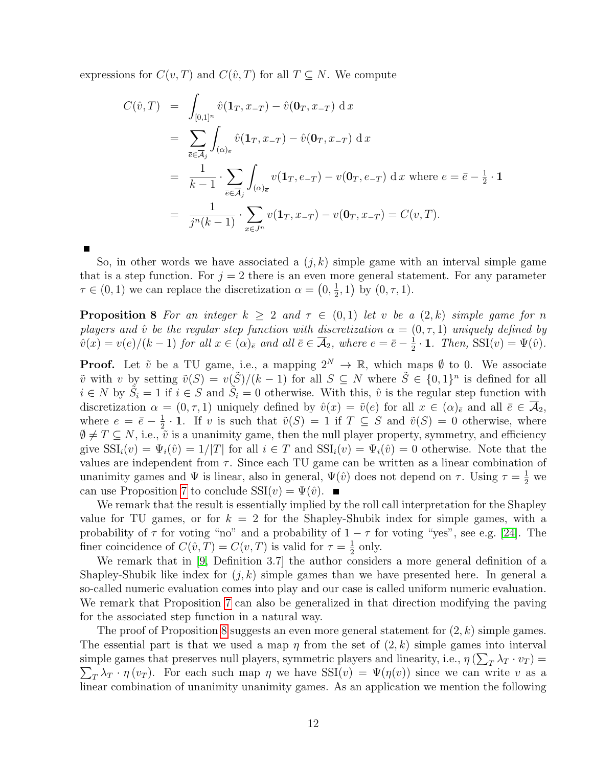expressions for $C(v,T)$ and $C(\hat{v},T)$ for all $T \subseteq N$. We compute

$$
\begin{aligned}
C(\hat{v},T) &= \int_{[0,1]^n} \hat{v}(\mathbf{1}_T, x_{-T}) - \hat{v}(\mathbf{0}_T, x_{-T}) \,\mathrm{d}\,x \\
&= \sum_{\bar{e}\in\overline{\mathcal{A}}_j} \int_{(\alpha)_{\bar{e}}} \hat{v}(\mathbf{1}_T, x_{-T}) - \hat{v}(\mathbf{0}_T, x_{-T}) \,\mathrm{d}\,x \\
&= \frac{1}{k-1} \cdot \sum_{\bar{e}\in\overline{\mathcal{A}}_j} \int_{(\alpha)_{\bar{e}}} v(\mathbf{1}_T, e_{-T}) - v(\mathbf{0}_T, e_{-T}) \,\mathrm{d}\,x \text{ where } e = \bar{e} - \tfrac{1}{2}\cdot\mathbf{1} \\
&= \frac{1}{j^n(k-1)} \cdot \sum_{x\in J^n} v(\mathbf{1}_T, x_{-T}) - v(\mathbf{0}_T, x_{-T}) = C(v,T).
\end{aligned}
$$

■

So, in other words we have associated a $(j,k)$ simple game with an interval simple game that is a step function. For $j=2$ there is an even more general statement. For any parameter $\tau \in (0,1)$ we can replace the discretization $\alpha = \left(0, \frac{1}{2}, 1\right)$ by $(0,\tau,1)$.

**Proposition 8** *For an integer $k \geq 2$ and $\tau \in (0,1)$ let $v$ be a $(2,k)$ simple game for $n$ players and $\hat{v}$ be the regular step function with discretization $\alpha = (0,\tau,1)$ uniquely defined by $\hat{v}(x) = v(e)/(k-1)$ for all $x \in (\alpha)_{\bar{e}}$ and all $\bar{e} \in \overline{\mathcal{A}}_2$, where $e = \bar{e} - \frac{1}{2}\cdot\mathbf{1}$. Then, $\mathrm{SSI}(v) = \Psi(\hat{v})$.*

**Proof.** Let $\tilde{v}$ be a TU game, i.e., a mapping $2^N \to \mathbb{R}$, which maps $\emptyset$ to 0. We associate $\tilde{v}$ with $v$ by setting $\tilde{v}(S) = v(\tilde{S})/(k-1)$ for all $S \subseteq N$ where $\tilde{S} \in \{0,1\}^n$ is defined for all $i \in N$ by $\tilde{S}_i = 1$ if $i \in S$ and $\tilde{S}_i = 0$ otherwise. With this, $\hat{v}$ is the regular step function with discretization $\alpha = (0,\tau,1)$ uniquely defined by $\hat{v}(x) = \tilde{v}(e)$ for all $x \in (\alpha)_{\bar{e}}$ and all $\bar{e} \in \overline{\mathcal{A}}_2$, where $e = \bar{e} - \frac{1}{2}\cdot\mathbf{1}$. If $v$ is such that $\tilde{v}(S) = 1$ if $T \subseteq S$ and $\tilde{v}(S) = 0$ otherwise, where $\emptyset \neq T \subseteq N$, i.e., $\tilde{v}$ is a unanimity game, then the null player property, symmetry, and efficiency give $\mathrm{SSI}_i(v) = \Psi_i(\hat{v}) = 1/|T|$ for all $i \in T$ and $\mathrm{SSI}_i(v) = \Psi_i(\hat{v}) = 0$ otherwise. Note that the values are independent from $\tau$. Since each TU game can be written as a linear combination of unanimity games and $\Psi$ is linear, also in general, $\Psi(\hat{v})$ does not depend on $\tau$. Using $\tau = \frac{1}{2}$ we can use Proposition 7 to conclude $\mathrm{SSI}(v) = \Psi(\hat{v})$. ■

We remark that the result is essentially implied by the roll call interpretation for the Shapley value for TU games, or for $k=2$ for the Shapley-Shubik index for simple games, with a probability of $\tau$ for voting "no" and a probability of $1-\tau$ for voting "yes", see e.g. [24]. The finer coincidence of $C(\hat{v},T) = C(v,T)$ is valid for $\tau = \frac{1}{2}$ only.

We remark that in [9, Definition 3.7] the author considers a more general definition of a Shapley-Shubik like index for $(j,k)$ simple games than we have presented here. In general a so-called numeric evaluation comes into play and our case is called uniform numeric evaluation. We remark that Proposition 7 can also be generalized in that direction modifying the paving for the associated step function in a natural way.

The proof of Proposition 8 suggests an even more general statement for $(2,k)$ simple games. The essential part is that we used a map $\eta$ from the set of $(2,k)$ simple games into interval simple games that preserves null players, symmetric players and linearity, i.e., $\eta\left(\sum_T \lambda_T \cdot v_T\right) = \sum_T \lambda_T \cdot \eta\left(v_T\right)$. For each such map $\eta$ we have $\mathrm{SSI}(v) = \Psi(\eta(v))$ since we can write $v$ as a linear combination of unanimity unanimity games. As an application we mention the following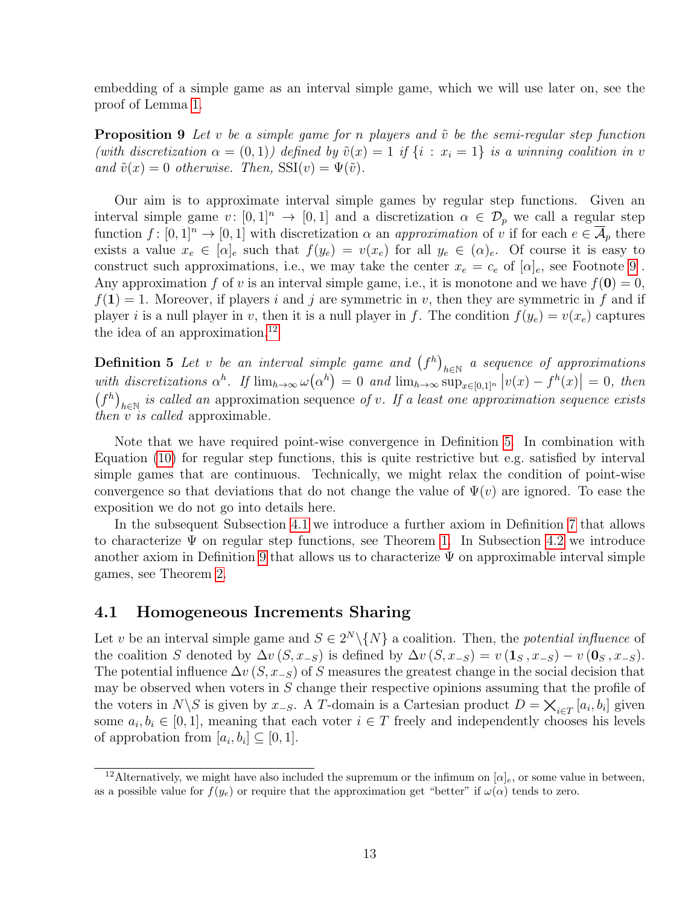embedding of a simple game as an interval simple game, which we will use later on, see the proof of Lemma 1.

**Proposition 9** *Let $v$ be a simple game for $n$ players and $\tilde{v}$ be the semi-regular step function (with discretization $\alpha = (0,1)$) defined by $\tilde{v}(x) = 1$ if $\{i : x_i = 1\}$ is a winning coalition in $v$ and $\tilde{v}(x) = 0$ otherwise. Then, $\mathrm{SSI}(v) = \Psi(\tilde{v})$.*

Our aim is to approximate interval simple games by regular step functions. Given an interval simple game $v\colon [0,1]^n \to [0,1]$ and a discretization $\alpha \in \mathcal{D}_p$ we call a regular step function $f\colon [0,1]^n \to [0,1]$ with discretization $\alpha$ an *approximation* of $v$ if for each $e \in \overline{\mathcal{A}}_p$ there exists a value $x_e \in [\alpha]_e$ such that $f(y_e) = v(x_e)$ for all $y_e \in (\alpha)_e$. Of course it is easy to construct such approximations, i.e., we may take the center $x_e = c_e$ of $[\alpha]_e$, see Footnote 9 . Any approximation $f$ of $v$ is an interval simple game, i.e., it is monotone and we have $f(\mathbf{0}) = 0$, $f(\mathbf{1}) = 1$. Moreover, if players $i$ and $j$ are symmetric in $v$, then they are symmetric in $f$ and if player $i$ is a null player in $v$, then it is a null player in $f$. The condition $f(y_e) = v(x_e)$ captures the idea of an approximation.[12]

**Definition 5** *Let $v$ be an interval simple game and $\left(f^h\right)_{h\in\mathbb{N}}$ a sequence of approximations with discretizations $\alpha^h$. If $\lim_{h\to\infty} \omega\left(\alpha^h\right) = 0$ and $\lim_{h\to\infty} \sup_{x\in[0,1]^n} \left|v(x) - f^h(x)\right| = 0$, then $\left(f^h\right)_{h\in\mathbb{N}}$ is called an* approximation sequence *of $v$. If a least one approximation sequence exists then $v$ is called* approximable.

Note that we have required point-wise convergence in Definition 5. In combination with Equation (10) for regular step functions, this is quite restrictive but e.g. satisfied by interval simple games that are continuous. Technically, we might relax the condition of point-wise convergence so that deviations that do not change the value of $\Psi(v)$ are ignored. To ease the exposition we do not go into details here.

In the subsequent Subsection 4.1 we introduce a further axiom in Definition 7 that allows to characterize $\Psi$ on regular step functions, see Theorem 1. In Subsection 4.2 we introduce another axiom in Definition 9 that allows us to characterize $\Psi$ on approximable interval simple games, see Theorem 2.

## 4.1 Homogeneous Increments Sharing

Let $v$ be an interval simple game and $S \in 2^N \backslash \{N\}$ a coalition. Then, the *potential influence* of the coalition $S$ denoted by $\Delta v\left(S, x_{-S}\right)$ is defined by $\Delta v\left(S, x_{-S}\right) = v\left(\mathbf{1}_S\,, x_{-S}\right) - v\left(\mathbf{0}_S\,, x_{-S}\right)$. The potential influence $\Delta v\left(S, x_{-S}\right)$ of $S$ measures the greatest change in the social decision that may be observed when voters in $S$ change their respective opinions assuming that the profile of the voters in $N \backslash S$ is given by $x_{-S}$. A $T$-domain is a Cartesian product $D = \bigtimes_{i\in T}\left[a_i, b_i\right]$ given some $a_i, b_i \in [0,1]$, meaning that each voter $i \in T$ freely and independently chooses his levels of approbation from $\left[a_i, b_i\right] \subseteq [0,1]$.

[12] Alternatively, we might have also included the supremum or the infimum on $[\alpha]_e$, or some value in between, as a possible value for $f(y_e)$ or require that the approximation get "better" if $\omega(\alpha)$ tends to zero.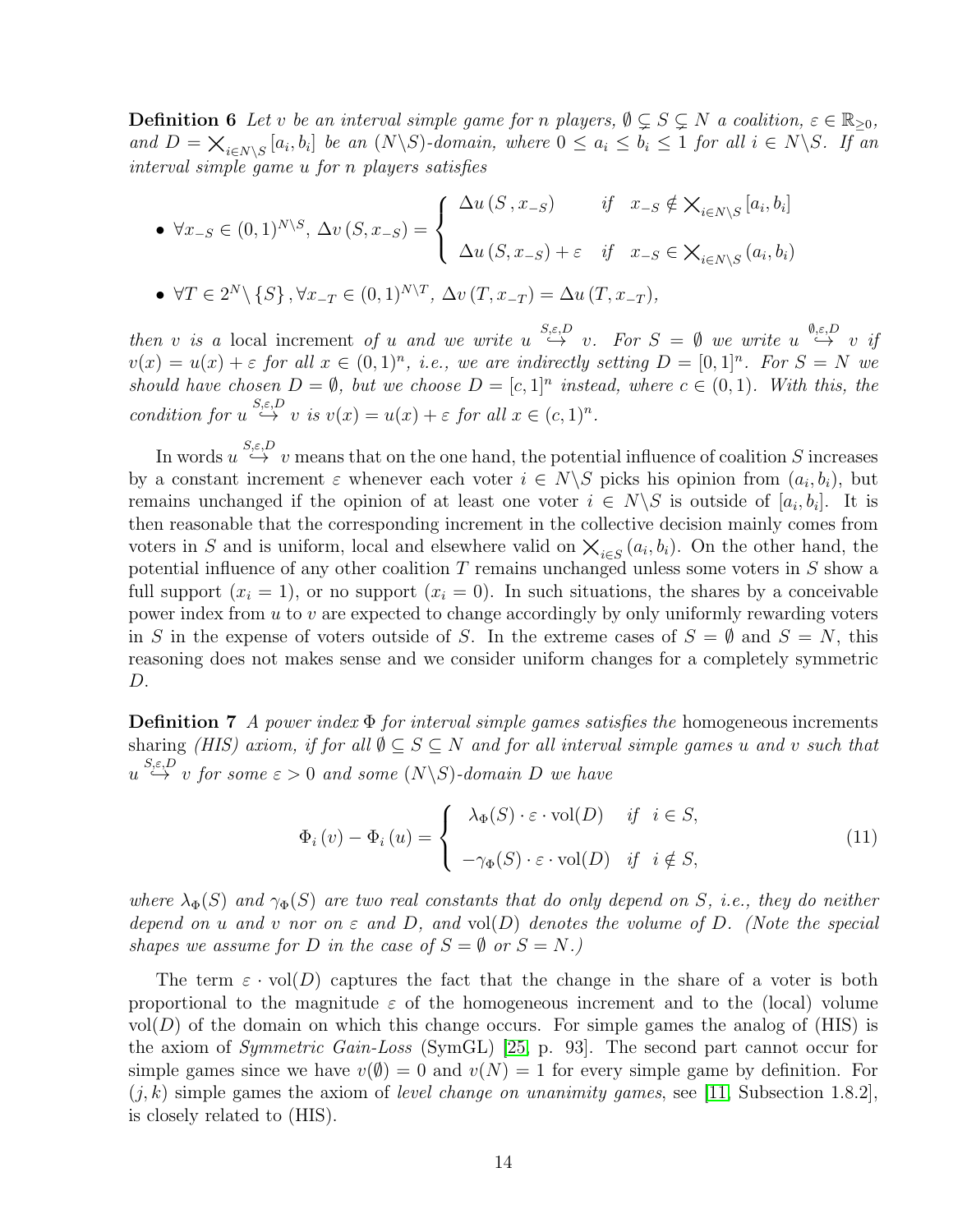**Definition 6** *Let $v$ be an interval simple game for $n$ players, $\emptyset \subsetneq S \subsetneq N$ a coalition, $\varepsilon \in \mathbb{R}_{\geq 0}$, and $D = \bigtimes_{i\in N\backslash S}[a_i, b_i]$ be an $(N\backslash S)$-domain, where $0 \leq a_i \leq b_i \leq 1$ for all $i \in N\backslash S$. If an interval simple game $u$ for $n$ players satisfies*

- $\forall x_{-S} \in (0,1)^{N\backslash S}$, $\Delta v\left(S, x_{-S}\right) = \begin{cases} \Delta u\left(S\,, x_{-S}\right) & \text{if} \quad x_{-S} \notin \bigtimes_{i\in N\backslash S}[a_i, b_i] \\ \Delta u\left(S, x_{-S}\right) + \varepsilon & \text{if} \quad x_{-S} \in \bigtimes_{i\in N\backslash S}(a_i, b_i) \end{cases}$

- $\forall T \in 2^N\backslash\{S\}$, $\forall x_{-T} \in (0,1)^{N\backslash T}$, $\Delta v\left(T, x_{-T}\right) = \Delta u\left(T, x_{-T}\right)$,

*then $v$ is a* local increment *of $u$ and we write $u \overset{S,\varepsilon,D}{\hookrightarrow} v$. For $S = \emptyset$ we write $u \overset{\emptyset,\varepsilon,D}{\hookrightarrow} v$ if $v(x) = u(x) + \varepsilon$ for all $x \in (0,1)^n$, i.e., we are indirectly setting $D = [0,1]^n$. For $S = N$ we should have chosen $D = \emptyset$, but we choose $D = [c,1]^n$ instead, where $c \in (0,1)$. With this, the condition for $u \overset{S,\varepsilon,D}{\hookrightarrow} v$ is $v(x) = u(x) + \varepsilon$ for all $x \in (c,1)^n$.*

In words $u \overset{S,\varepsilon,D}{\hookrightarrow} v$ means that on the one hand, the potential influence of coalition $S$ increases by a constant increment $\varepsilon$ whenever each voter $i \in N\backslash S$ picks his opinion from $(a_i, b_i)$, but remains unchanged if the opinion of at least one voter $i \in N\backslash S$ is outside of $[a_i, b_i]$. It is then reasonable that the corresponding increment in the collective decision mainly comes from voters in $S$ and is uniform, local and elsewhere valid on $\bigtimes_{i\in S}(a_i, b_i)$. On the other hand, the potential influence of any other coalition $T$ remains unchanged unless some voters in $S$ show a full support ($x_i = 1$), or no support ($x_i = 0$). In such situations, the shares by a conceivable power index from $u$ to $v$ are expected to change accordingly by only uniformly rewarding voters in $S$ in the expense of voters outside of $S$. In the extreme cases of $S = \emptyset$ and $S = N$, this reasoning does not makes sense and we consider uniform changes for a completely symmetric $D$.

**Definition 7** *A power index $\Phi$ for interval simple games satisfies the* homogeneous increments sharing *(HIS) axiom, if for all $\emptyset \subseteq S \subseteq N$ and for all interval simple games $u$ and $v$ such that $u \overset{S,\varepsilon,D}{\hookrightarrow} v$ for some $\varepsilon > 0$ and some $(N\backslash S)$-domain $D$ we have*

$$\Phi_i\left(v\right) - \Phi_i\left(u\right) = \begin{cases} \lambda_\Phi(S)\cdot\varepsilon\cdot\operatorname{vol}(D) & \text{if} \quad i \in S, \\ -\gamma_\Phi(S)\cdot\varepsilon\cdot\operatorname{vol}(D) & \text{if} \quad i \notin S, \end{cases} \tag{11}$$

*where $\lambda_\Phi(S)$ and $\gamma_\Phi(S)$ are two real constants that do only depend on $S$, i.e., they do neither depend on $u$ and $v$ nor on $\varepsilon$ and $D$, and $\operatorname{vol}(D)$ denotes the volume of $D$. (Note the special shapes we assume for $D$ in the case of $S = \emptyset$ or $S = N$.)*

The term $\varepsilon\cdot\operatorname{vol}(D)$ captures the fact that the change in the share of a voter is both proportional to the magnitude $\varepsilon$ of the homogeneous increment and to the (local) volume $\operatorname{vol}(D)$ of the domain on which this change occurs. For simple games the analog of (HIS) is the axiom of *Symmetric Gain-Loss* (SymGL) [25, p. 93]. The second part cannot occur for simple games since we have $v(\emptyset) = 0$ and $v(N) = 1$ for every simple game by definition. For $(j,k)$ simple games the axiom of *level change on unanimity games*, see [11, Subsection 1.8.2], is closely related to (HIS).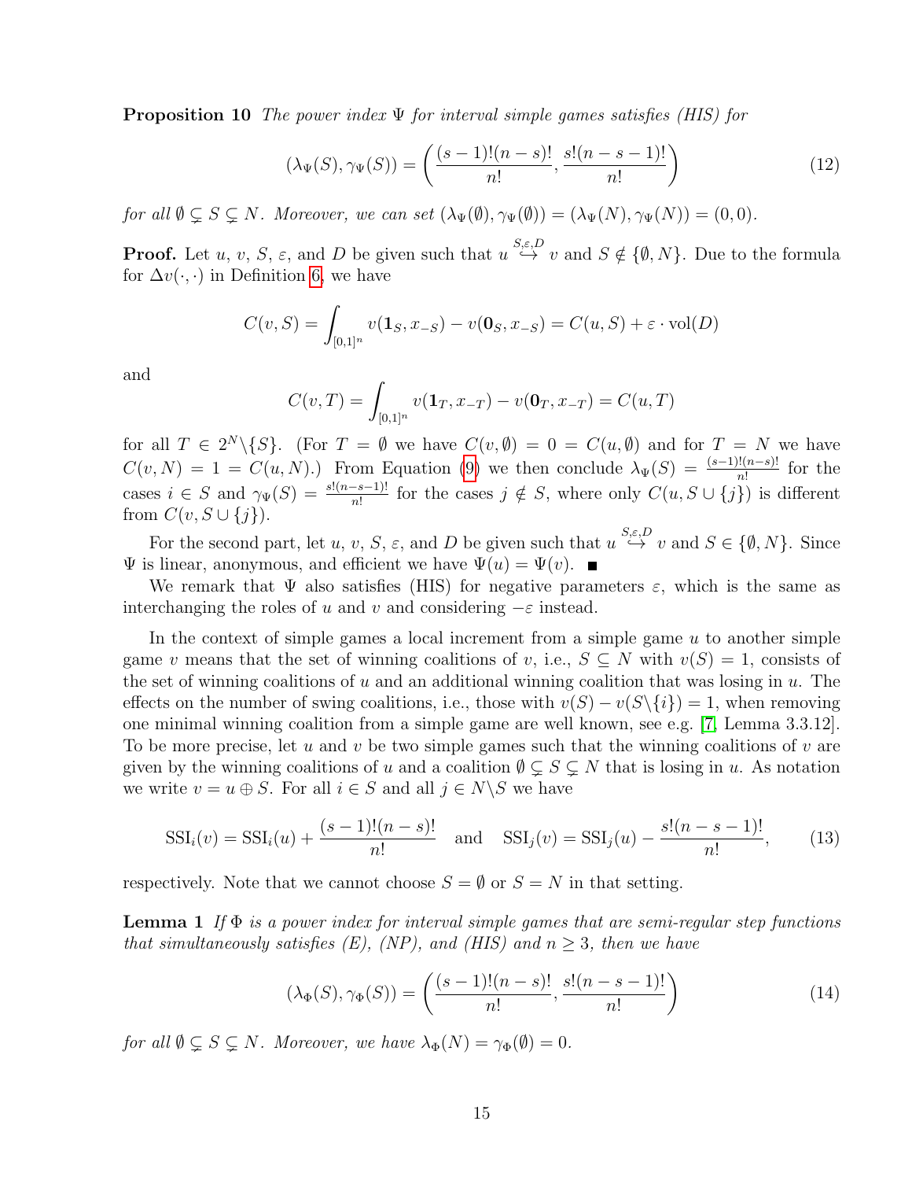**Proposition 10** *The power index $\Psi$ for interval simple games satisfies (HIS) for*

$$(\lambda_\Psi(S), \gamma_\Psi(S)) = \left(\frac{(s-1)!(n-s)!}{n!}, \frac{s!(n-s-1)!}{n!}\right) \tag{12}$$

*for all $\emptyset \subsetneq S \subsetneq N$. Moreover, we can set $(\lambda_\Psi(\emptyset), \gamma_\Psi(\emptyset)) = (\lambda_\Psi(N), \gamma_\Psi(N)) = (0, 0)$.*

**Proof.** Let $u$, $v$, $S$, $\varepsilon$, and $D$ be given such that $u \overset{S,\varepsilon,D}{\hookrightarrow} v$ and $S \notin \{\emptyset, N\}$. Due to the formula for $\Delta v(\cdot,\cdot)$ in Definition 6, we have

$$C(v, S) = \int_{[0,1]^n} v(\mathbf{1}_S, x_{-S}) - v(\mathbf{0}_S, x_{-S}) = C(u, S) + \varepsilon \cdot \operatorname{vol}(D)$$

and

$$C(v, T) = \int_{[0,1]^n} v(\mathbf{1}_T, x_{-T}) - v(\mathbf{0}_T, x_{-T}) = C(u, T)$$

for all $T \in 2^N \backslash \{S\}$. (For $T = \emptyset$ we have $C(v, \emptyset) = 0 = C(u, \emptyset)$ and for $T = N$ we have $C(v, N) = 1 = C(u, N)$.) From Equation (9) we then conclude $\lambda_\Psi(S) = \frac{(s-1)!(n-s)!}{n!}$ for the cases $i \in S$ and $\gamma_\Psi(S) = \frac{s!(n-s-1)!}{n!}$ for the cases $j \notin S$, where only $C(u, S \cup \{j\})$ is different from $C(v, S \cup \{j\})$.

For the second part, let $u$, $v$, $S$, $\varepsilon$, and $D$ be given such that $u \overset{S,\varepsilon,D}{\hookrightarrow} v$ and $S \in \{\emptyset, N\}$. Since $\Psi$ is linear, anonymous, and efficient we have $\Psi(u) = \Psi(v)$. ■

We remark that $\Psi$ also satisfies (HIS) for negative parameters $\varepsilon$, which is the same as interchanging the roles of $u$ and $v$ and considering $-\varepsilon$ instead.

In the context of simple games a local increment from a simple game $u$ to another simple game $v$ means that the set of winning coalitions of $v$, i.e., $S \subseteq N$ with $v(S) = 1$, consists of the set of winning coalitions of $u$ and an additional winning coalition that was losing in $u$. The effects on the number of swing coalitions, i.e., those with $v(S) - v(S\backslash\{i\}) = 1$, when removing one minimal winning coalition from a simple game are well known, see e.g. [7, Lemma 3.3.12]. To be more precise, let $u$ and $v$ be two simple games such that the winning coalitions of $v$ are given by the winning coalitions of $u$ and a coalition $\emptyset \subsetneq S \subsetneq N$ that is losing in $u$. As notation we write $v = u \oplus S$. For all $i \in S$ and all $j \in N \backslash S$ we have

$$\operatorname{SSI}_i(v) = \operatorname{SSI}_i(u) + \frac{(s-1)!(n-s)!}{n!} \quad \text{and} \quad \operatorname{SSI}_j(v) = \operatorname{SSI}_j(u) - \frac{s!(n-s-1)!}{n!}, \tag{13}$$

respectively. Note that we cannot choose $S = \emptyset$ or $S = N$ in that setting.

**Lemma 1** *If $\Phi$ is a power index for interval simple games that are semi-regular step functions that simultaneously satisfies (E), (NP), and (HIS) and $n \geq 3$, then we have*

$$(\lambda_\Phi(S), \gamma_\Phi(S)) = \left(\frac{(s-1)!(n-s)!}{n!}, \frac{s!(n-s-1)!}{n!}\right) \tag{14}$$

*for all $\emptyset \subsetneq S \subsetneq N$. Moreover, we have $\lambda_\Phi(N) = \gamma_\Phi(\emptyset) = 0$.*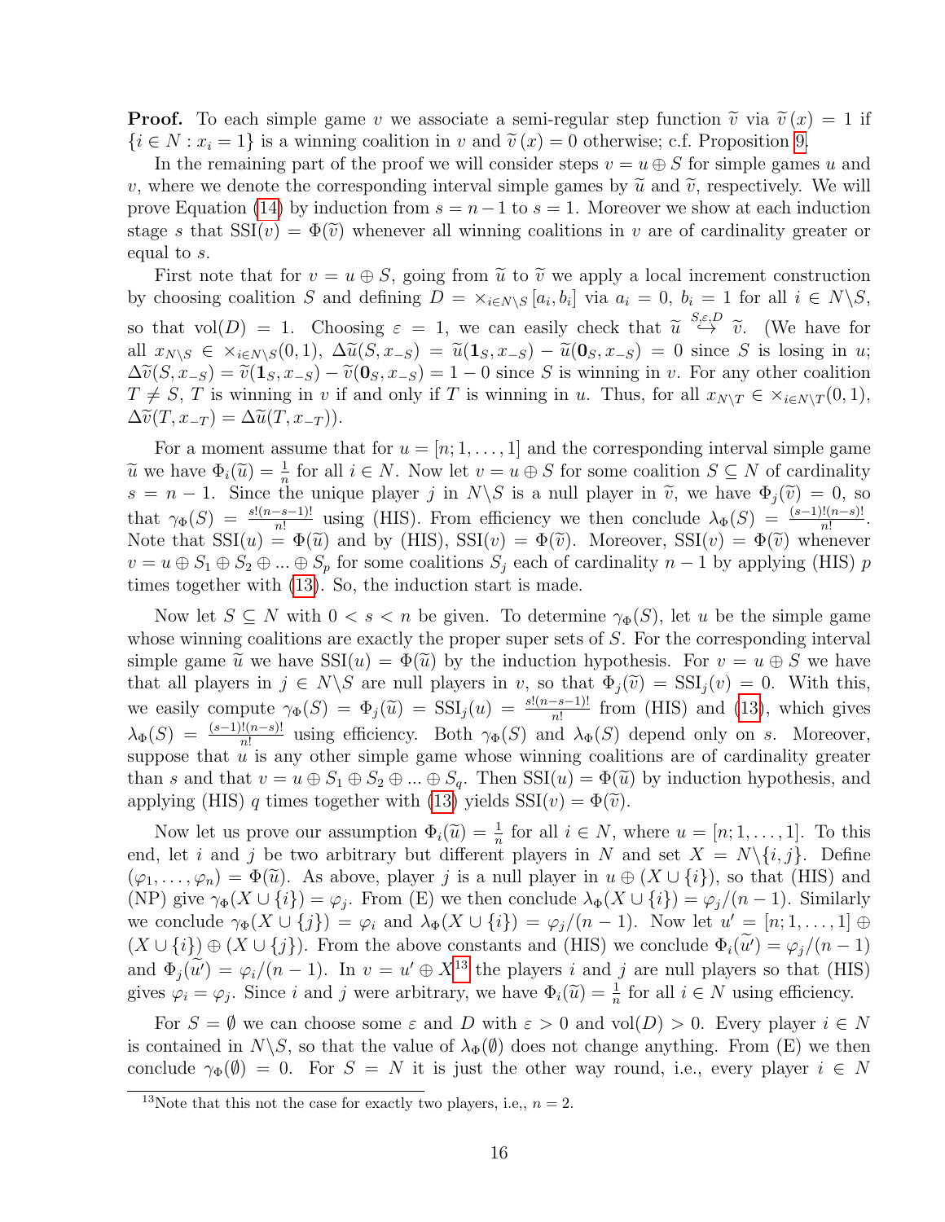**Proof.** To each simple game $v$ we associate a semi-regular step function $\widetilde{v}$ via $\widetilde{v}(x) = 1$ if $\{i \in N : x_i = 1\}$ is a winning coalition in $v$ and $\widetilde{v}(x) = 0$ otherwise; c.f. Proposition 9.

In the remaining part of the proof we will consider steps $v = u \oplus S$ for simple games $u$ and $v$, where we denote the corresponding interval simple games by $\widetilde{u}$ and $\widetilde{v}$, respectively. We will prove Equation (14) by induction from $s = n-1$ to $s = 1$. Moreover we show at each induction stage $s$ that $\mathrm{SSI}(v) = \Phi(\widetilde{v})$ whenever all winning coalitions in $v$ are of cardinality greater or equal to $s$.

First note that for $v = u \oplus S$, going from $\widetilde{u}$ to $\widetilde{v}$ we apply a local increment construction by choosing coalition $S$ and defining $D = \times_{i \in N \setminus S} [a_i, b_i]$ via $a_i = 0$, $b_i = 1$ for all $i \in N \setminus S$, so that $\mathrm{vol}(D) = 1$. Choosing $\varepsilon = 1$, we can easily check that $\widetilde{u} \overset{S,\varepsilon,D}{\hookrightarrow} \widetilde{v}$. (We have for all $x_{N\setminus S} \in \times_{i \in N\setminus S}(0,1)$, $\Delta\widetilde{u}(S, x_{-S}) = \widetilde{u}(\mathbf{1}_S, x_{-S}) - \widetilde{u}(\mathbf{0}_S, x_{-S}) = 0$ since $S$ is losing in $u$; $\Delta\widetilde{v}(S, x_{-S}) = \widetilde{v}(\mathbf{1}_S, x_{-S}) - \widetilde{v}(\mathbf{0}_S, x_{-S}) = 1 - 0$ since $S$ is winning in $v$. For any other coalition $T \neq S$, $T$ is winning in $v$ if and only if $T$ is winning in $u$. Thus, for all $x_{N\setminus T} \in \times_{i \in N\setminus T}(0,1)$, $\Delta\widetilde{v}(T, x_{-T}) = \Delta\widetilde{u}(T, x_{-T})$).

For a moment assume that for $u = [n; 1, \dots, 1]$ and the corresponding interval simple game $\widetilde{u}$ we have $\Phi_i(\widetilde{u}) = \frac{1}{n}$ for all $i \in N$. Now let $v = u \oplus S$ for some coalition $S \subseteq N$ of cardinality $s = n-1$. Since the unique player $j$ in $N\setminus S$ is a null player in $\widetilde{v}$, we have $\Phi_j(\widetilde{v}) = 0$, so that $\gamma_\Phi(S) = \frac{s!(n-s-1)!}{n!}$ using (HIS). From efficiency we then conclude $\lambda_\Phi(S) = \frac{(s-1)!(n-s)!}{n!}$. Note that $\mathrm{SSI}(u) = \Phi(\widetilde{u})$ and by (HIS), $\mathrm{SSI}(v) = \Phi(\widetilde{v})$. Moreover, $\mathrm{SSI}(v) = \Phi(\widetilde{v})$ whenever $v = u \oplus S_1 \oplus S_2 \oplus \dots \oplus S_p$ for some coalitions $S_j$ each of cardinality $n-1$ by applying (HIS) $p$ times together with (13). So, the induction start is made.

Now let $S \subseteq N$ with $0 < s < n$ be given. To determine $\gamma_\Phi(S)$, let $u$ be the simple game whose winning coalitions are exactly the proper super sets of $S$. For the corresponding interval simple game $\widetilde{u}$ we have $\mathrm{SSI}(u) = \Phi(\widetilde{u})$ by the induction hypothesis. For $v = u \oplus S$ we have that all players in $j \in N\setminus S$ are null players in $v$, so that $\Phi_j(\widetilde{v}) = \mathrm{SSI}_j(v) = 0$. With this, we easily compute $\gamma_\Phi(S) = \Phi_j(\widetilde{u}) = \mathrm{SSI}_j(u) = \frac{s!(n-s-1)!}{n!}$ from (HIS) and (13), which gives $\lambda_\Phi(S) = \frac{(s-1)!(n-s)!}{n!}$ using efficiency. Both $\gamma_\Phi(S)$ and $\lambda_\Phi(S)$ depend only on $s$. Moreover, suppose that $u$ is any other simple game whose winning coalitions are of cardinality greater than $s$ and that $v = u \oplus S_1 \oplus S_2 \oplus \dots \oplus S_q$. Then $\mathrm{SSI}(u) = \Phi(\widetilde{u})$ by induction hypothesis, and applying (HIS) $q$ times together with (13) yields $\mathrm{SSI}(v) = \Phi(\widetilde{v})$.

Now let us prove our assumption $\Phi_i(\widetilde{u}) = \frac{1}{n}$ for all $i \in N$, where $u = [n; 1, \dots, 1]$. To this end, let $i$ and $j$ be two arbitrary but different players in $N$ and set $X = N\setminus\{i,j\}$. Define $(\varphi_1, \dots, \varphi_n) = \Phi(\widetilde{u})$. As above, player $j$ is a null player in $u \oplus (X \cup \{i\})$, so that (HIS) and (NP) give $\gamma_\Phi(X \cup \{i\}) = \varphi_j$. From (E) we then conclude $\lambda_\Phi(X \cup \{i\}) = \varphi_j/(n-1)$. Similarly we conclude $\gamma_\Phi(X \cup \{j\}) = \varphi_i$ and $\lambda_\Phi(X \cup \{i\}) = \varphi_j/(n-1)$. Now let $u' = [n; 1, \dots, 1] \oplus (X \cup \{i\}) \oplus (X \cup \{j\})$. From the above constants and (HIS) we conclude $\Phi_i(\widetilde{u'}) = \varphi_j/(n-1)$ and $\Phi_j(\widetilde{u'}) = \varphi_i/(n-1)$. In $v = u' \oplus X$[13] the players $i$ and $j$ are null players so that (HIS) gives $\varphi_i = \varphi_j$. Since $i$ and $j$ were arbitrary, we have $\Phi_i(\widetilde{u}) = \frac{1}{n}$ for all $i \in N$ using efficiency.

For $S = \emptyset$ we can choose some $\varepsilon$ and $D$ with $\varepsilon > 0$ and $\mathrm{vol}(D) > 0$. Every player $i \in N$ is contained in $N\setminus S$, so that the value of $\lambda_\Phi(\emptyset)$ does not change anything. From (E) we then conclude $\gamma_\Phi(\emptyset) = 0$. For $S = N$ it is just the other way round, i.e., every player $i \in N$

[13] Note that this not the case for exactly two players, i.e,, $n = 2$.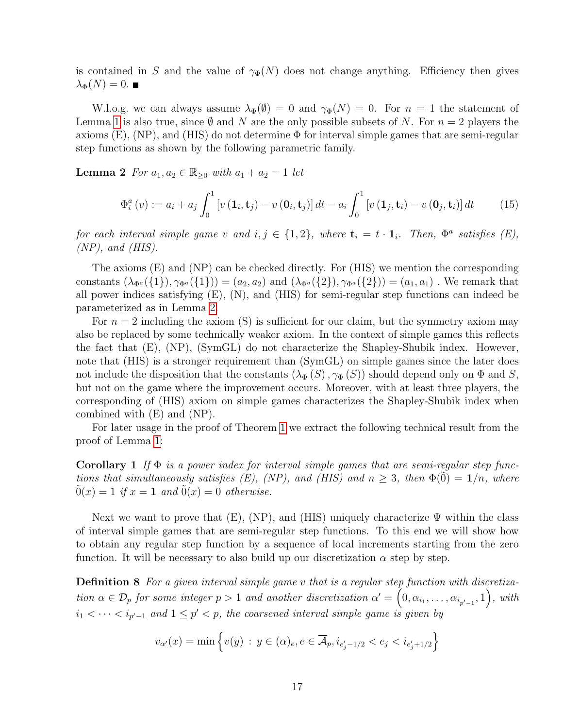is contained in $S$ and the value of $\gamma_\Phi(N)$ does not change anything. Efficiency then gives $\lambda_\Phi(N) = 0$. ■

W.l.o.g. we can always assume $\lambda_\Phi(\emptyset) = 0$ and $\gamma_\Phi(N) = 0$. For $n = 1$ the statement of Lemma 1 is also true, since $\emptyset$ and $N$ are the only possible subsets of $N$. For $n = 2$ players the axioms (E), (NP), and (HIS) do not determine $\Phi$ for interval simple games that are semi-regular step functions as shown by the following parametric family.

**Lemma 2** *For $a_1, a_2 \in \mathbb{R}_{\geq 0}$ with $a_1 + a_2 = 1$ let*

$$\Phi_i^a(v) := a_i + a_j \int_0^1 \left[v(\mathbf{1}_i, \mathbf{t}_j) - v(\mathbf{0}_i, \mathbf{t}_j)\right] dt - a_i \int_0^1 \left[v(\mathbf{1}_j, \mathbf{t}_i) - v(\mathbf{0}_j, \mathbf{t}_i)\right] dt \tag{15}$$

*for each interval simple game $v$ and $i, j \in \{1, 2\}$, where $\mathbf{t}_i = t \cdot \mathbf{1}_i$. Then, $\Phi^a$ satisfies (E), (NP), and (HIS).*

The axioms (E) and (NP) can be checked directly. For (HIS) we mention the corresponding constants $(\lambda_{\Phi^a}(\{1\}), \gamma_{\Phi^a}(\{1\})) = (a_2, a_2)$ and $(\lambda_{\Phi^a}(\{2\}), \gamma_{\Phi^a}(\{2\})) = (a_1, a_1)$ . We remark that all power indices satisfying (E), (N), and (HIS) for semi-regular step functions can indeed be parameterized as in Lemma 2.

For $n = 2$ including the axiom (S) is sufficient for our claim, but the symmetry axiom may also be replaced by some technically weaker axiom. In the context of simple games this reflects the fact that (E), (NP), (SymGL) do not characterize the Shapley-Shubik index. However, note that (HIS) is a stronger requirement than (SymGL) on simple games since the later does not include the disposition that the constants $(\lambda_\Phi(S), \gamma_\Phi(S))$ should depend only on $\Phi$ and $S$, but not on the game where the improvement occurs. Moreover, with at least three players, the corresponding of (HIS) axiom on simple games characterizes the Shapley-Shubik index when combined with (E) and (NP).

For later usage in the proof of Theorem 1 we extract the following technical result from the proof of Lemma 1:

**Corollary 1** *If $\Phi$ is a power index for interval simple games that are semi-regular step functions that simultaneously satisfies (E), (NP), and (HIS) and $n \geq 3$, then $\Phi(\tilde{0}) = \mathbf{1}/n$, where $\tilde{0}(x) = 1$ if $x = \mathbf{1}$ and $\tilde{0}(x) = 0$ otherwise.*

Next we want to prove that (E), (NP), and (HIS) uniquely characterize $\Psi$ within the class of interval simple games that are semi-regular step functions. To this end we will show how to obtain any regular step function by a sequence of local increments starting from the zero function. It will be necessary to also build up our discretization $\alpha$ step by step.

**Definition 8** *For a given interval simple game $v$ that is a regular step function with discretization $\alpha \in \mathcal{D}_p$ for some integer $p > 1$ and another discretization $\alpha' = \left(0, \alpha_{i_1}, \ldots, \alpha_{i_{p'-1}}, 1\right)$, with $i_1 < \cdots < i_{p'-1}$ and $1 \leq p' < p$, the coarsened interval simple game is given by*

$$v_{\alpha'}(x) = \min\left\{v(y) \,:\, y \in (\alpha)_e, e \in \overline{\mathcal{A}}_p, i_{e'_j - 1/2} < e_j < i_{e'_j + 1/2}\right\}$$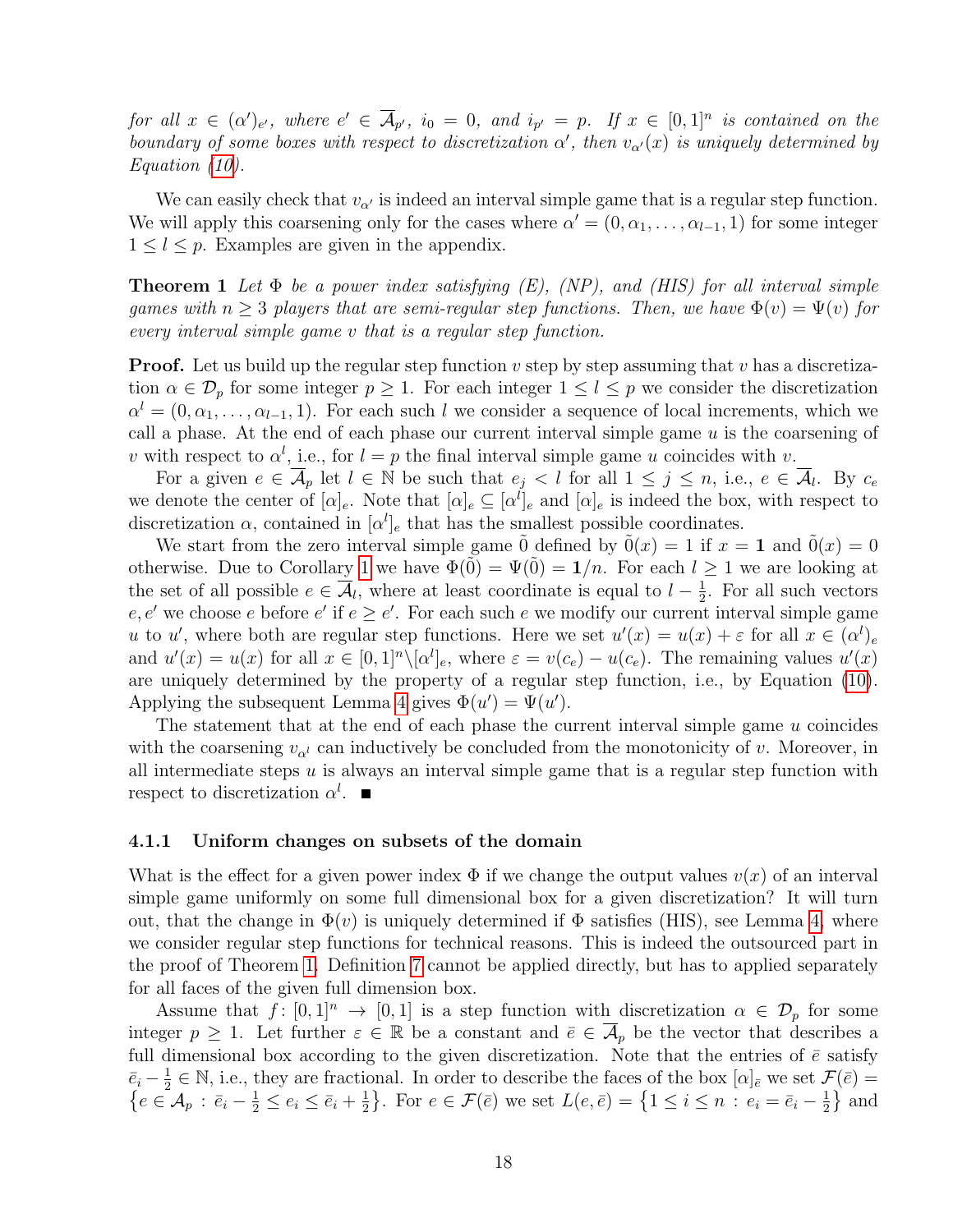*for all $x \in (\alpha')_{e'}$, where $e' \in \overline{\mathcal{A}}_{p'}$, $i_0 = 0$, and $i_{p'} = p$. If $x \in [0,1]^n$ is contained on the boundary of some boxes with respect to discretization $\alpha'$, then $v_{\alpha'}(x)$ is uniquely determined by Equation (10).*

We can easily check that $v_{\alpha'}$ is indeed an interval simple game that is a regular step function. We will apply this coarsening only for the cases where $\alpha' = (0, \alpha_1, \ldots, \alpha_{l-1}, 1)$ for some integer $1 \le l \le p$. Examples are given in the appendix.

**Theorem 1** *Let $\Phi$ be a power index satisfying (E), (NP), and (HIS) for all interval simple games with $n \ge 3$ players that are semi-regular step functions. Then, we have $\Phi(v) = \Psi(v)$ for every interval simple game $v$ that is a regular step function.*

**Proof.** Let us build up the regular step function $v$ step by step assuming that $v$ has a discretization $\alpha \in \mathcal{D}_p$ for some integer $p \ge 1$. For each integer $1 \le l \le p$ we consider the discretization $\alpha^l = (0, \alpha_1, \ldots, \alpha_{l-1}, 1)$. For each such $l$ we consider a sequence of local increments, which we call a phase. At the end of each phase our current interval simple game $u$ is the coarsening of $v$ with respect to $\alpha^l$, i.e., for $l = p$ the final interval simple game $u$ coincides with $v$.

For a given $e \in \overline{\mathcal{A}}_p$ let $l \in \mathbb{N}$ be such that $e_j < l$ for all $1 \le j \le n$, i.e., $e \in \overline{\mathcal{A}}_l$. By $c_e$ we denote the center of $[\alpha]_e$. Note that $[\alpha]_e \subseteq [\alpha^l]_e$ and $[\alpha]_e$ is indeed the box, with respect to discretization $\alpha$, contained in $[\alpha^l]_e$ that has the smallest possible coordinates.

We start from the zero interval simple game $\tilde{0}$ defined by $\tilde{0}(x) = 1$ if $x = \mathbf{1}$ and $\tilde{0}(x) = 0$ otherwise. Due to Corollary 1 we have $\Phi(\tilde{0}) = \Psi(\tilde{0}) = \mathbf{1}/n$. For each $l \ge 1$ we are looking at the set of all possible $e \in \overline{\mathcal{A}}_l$, where at least coordinate is equal to $l - \frac{1}{2}$. For all such vectors $e, e'$ we choose $e$ before $e'$ if $e \ge e'$. For each such $e$ we modify our current interval simple game $u$ to $u'$, where both are regular step functions. Here we set $u'(x) = u(x) + \varepsilon$ for all $x \in (\alpha^l)_e$ and $u'(x) = u(x)$ for all $x \in [0,1]^n \backslash [\alpha^l]_e$, where $\varepsilon = v(c_e) - u(c_e)$. The remaining values $u'(x)$ are uniquely determined by the property of a regular step function, i.e., by Equation (10). Applying the subsequent Lemma 4 gives $\Phi(u') = \Psi(u')$.

The statement that at the end of each phase the current interval simple game $u$ coincides with the coarsening $v_{\alpha^l}$ can inductively be concluded from the monotonicity of $v$. Moreover, in all intermediate steps $u$ is always an interval simple game that is a regular step function with respect to discretization $\alpha^l$. ■

#### 4.1.1 Uniform changes on subsets of the domain

What is the effect for a given power index $\Phi$ if we change the output values $v(x)$ of an interval simple game uniformly on some full dimensional box for a given discretization? It will turn out, that the change in $\Phi(v)$ is uniquely determined if $\Phi$ satisfies (HIS), see Lemma 4, where we consider regular step functions for technical reasons. This is indeed the outsourced part in the proof of Theorem 1. Definition 7 cannot be applied directly, but has to applied separately for all faces of the given full dimension box.

Assume that $f\colon [0,1]^n \to [0,1]$ is a step function with discretization $\alpha \in \mathcal{D}_p$ for some integer $p \ge 1$. Let further $\varepsilon \in \mathbb{R}$ be a constant and $\bar{e} \in \overline{\mathcal{A}}_p$ be the vector that describes a full dimensional box according to the given discretization. Note that the entries of $\bar{e}$ satisfy $\bar{e}_i - \frac{1}{2} \in \mathbb{N}$, i.e., they are fractional. In order to describe the faces of the box $[\alpha]_{\bar{e}}$ we set $\mathcal{F}(\bar{e}) = \left\{e \in \mathcal{A}_p \,:\, \bar{e}_i - \frac{1}{2} \le e_i \le \bar{e}_i + \frac{1}{2}\right\}$. For $e \in \mathcal{F}(\bar{e})$ we set $L(e, \bar{e}) = \left\{1 \le i \le n \,:\, e_i = \bar{e}_i - \frac{1}{2}\right\}$ and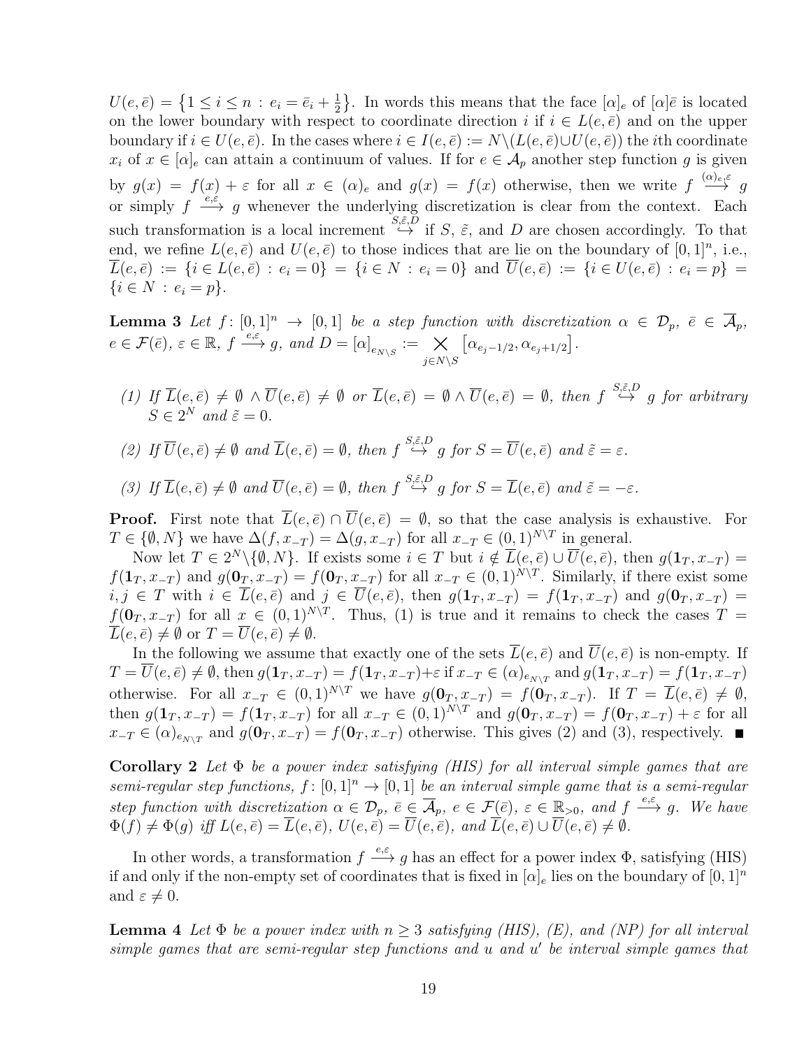$U(e,\bar{e}) = \left\{1 \le i \le n \,:\, e_i = \bar{e}_i + \frac{1}{2}\right\}$. In words this means that the face $[\alpha]_e$ of $[\alpha]\bar{e}$ is located on the lower boundary with respect to coordinate direction $i$ if $i \in L(e,\bar{e})$ and on the upper boundary if $i \in U(e,\bar{e})$. In the cases where $i \in I(e,\bar{e}) := N\backslash(L(e,\bar{e})\cup U(e,\bar{e}))$ the $i$th coordinate $x_i$ of $x \in [\alpha]_e$ can attain a continuum of values. If for $e \in \mathcal{A}_p$ another step function $g$ is given by $g(x) = f(x) + \varepsilon$ for all $x \in (\alpha)_e$ and $g(x) = f(x)$ otherwise, then we write $f \overset{(\alpha)_e,\varepsilon}{\longrightarrow} g$ or simply $f \overset{e,\varepsilon}{\longrightarrow} g$ whenever the underlying discretization is clear from the context. Each such transformation is a local increment $\overset{S,\tilde{\varepsilon},D}{\hookrightarrow}$ if $S$, $\tilde{\varepsilon}$, and $D$ are chosen accordingly. To that end, we refine $L(e,\bar{e})$ and $U(e,\bar{e})$ to those indices that are lie on the boundary of $[0,1]^n$, i.e., $\overline{L}(e,\bar{e}) := \{i \in L(e,\bar{e}) \,:\, e_i = 0\} = \{i \in N \,:\, e_i = 0\}$ and $\overline{U}(e,\bar{e}) := \{i \in U(e,\bar{e}) \,:\, e_i = p\} = \{i \in N \,:\, e_i = p\}$.

**Lemma 3** *Let $f\colon [0,1]^n \to [0,1]$ be a step function with discretization $\alpha \in \mathcal{D}_p$, $\bar{e} \in \overline{\mathcal{A}}_p$, $e \in \mathcal{F}(\bar{e})$, $\varepsilon \in \mathbb{R}$, $f \overset{e,\varepsilon}{\longrightarrow} g$, and $D = [\alpha]_{e_{N\backslash S}} := \bigtimes_{j\in N\backslash S} \left[\alpha_{e_j-1/2}, \alpha_{e_j+1/2}\right]$.*

*(1) If $\overline{L}(e,\bar{e}) \neq \emptyset \wedge \overline{U}(e,\bar{e}) \neq \emptyset$ or $\overline{L}(e,\bar{e}) = \emptyset \wedge \overline{U}(e,\bar{e}) = \emptyset$, then $f \overset{S,\tilde{\varepsilon},D}{\hookrightarrow} g$ for arbitrary $S \in 2^N$ and $\tilde{\varepsilon} = 0$.*

*(2) If $\overline{U}(e,\bar{e}) \neq \emptyset$ and $\overline{L}(e,\bar{e}) = \emptyset$, then $f \overset{S,\tilde{\varepsilon},D}{\hookrightarrow} g$ for $S = \overline{U}(e,\bar{e})$ and $\tilde{\varepsilon} = \varepsilon$.*

*(3) If $\overline{L}(e,\bar{e}) \neq \emptyset$ and $\overline{U}(e,\bar{e}) = \emptyset$, then $f \overset{S,\tilde{\varepsilon},D}{\hookrightarrow} g$ for $S = \overline{L}(e,\bar{e})$ and $\tilde{\varepsilon} = -\varepsilon$.*

**Proof.** First note that $\overline{L}(e,\bar{e}) \cap \overline{U}(e,\bar{e}) = \emptyset$, so that the case analysis is exhaustive. For $T \in \{\emptyset, N\}$ we have $\Delta(f, x_{-T}) = \Delta(g, x_{-T})$ for all $x_{-T} \in (0,1)^{N\backslash T}$ in general.

Now let $T \in 2^N\backslash\{\emptyset, N\}$. If exists some $i \in T$ but $i \notin \overline{L}(e,\bar{e}) \cup \overline{U}(e,\bar{e})$, then $g(\mathbf{1}_T, x_{-T}) = f(\mathbf{1}_T, x_{-T})$ and $g(\mathbf{0}_T, x_{-T}) = f(\mathbf{0}_T, x_{-T})$ for all $x_{-T} \in (0,1)^{N\backslash T}$. Similarly, if there exist some $i,j \in T$ with $i \in \overline{L}(e,\bar{e})$ and $j \in \overline{U}(e,\bar{e})$, then $g(\mathbf{1}_T, x_{-T}) = f(\mathbf{1}_T, x_{-T})$ and $g(\mathbf{0}_T, x_{-T}) = f(\mathbf{0}_T, x_{-T})$ for all $x \in (0,1)^{N\backslash T}$. Thus, (1) is true and it remains to check the cases $T = \overline{L}(e,\bar{e}) \neq \emptyset$ or $T = \overline{U}(e,\bar{e}) \neq \emptyset$.

In the following we assume that exactly one of the sets $\overline{L}(e,\bar{e})$ and $\overline{U}(e,\bar{e})$ is non-empty. If $T = \overline{U}(e,\bar{e}) \neq \emptyset$, then $g(\mathbf{1}_T, x_{-T}) = f(\mathbf{1}_T, x_{-T}) + \varepsilon$ if $x_{-T} \in (\alpha)_{e_{N\backslash T}}$ and $g(\mathbf{1}_T, x_{-T}) = f(\mathbf{1}_T, x_{-T})$ otherwise. For all $x_{-T} \in (0,1)^{N\backslash T}$ we have $g(\mathbf{0}_T, x_{-T}) = f(\mathbf{0}_T, x_{-T})$. If $T = \overline{L}(e,\bar{e}) \neq \emptyset$, then $g(\mathbf{1}_T, x_{-T}) = f(\mathbf{1}_T, x_{-T})$ for all $x_{-T} \in (0,1)^{N\backslash T}$ and $g(\mathbf{0}_T, x_{-T}) = f(\mathbf{0}_T, x_{-T}) + \varepsilon$ for all $x_{-T} \in (\alpha)_{e_{N\backslash T}}$ and $g(\mathbf{0}_T, x_{-T}) = f(\mathbf{0}_T, x_{-T})$ otherwise. This gives (2) and (3), respectively. ■

**Corollary 2** *Let $\Phi$ be a power index satisfying (HIS) for all interval simple games that are semi-regular step functions, $f\colon [0,1]^n \to [0,1]$ be an interval simple game that is a semi-regular step function with discretization $\alpha \in \mathcal{D}_p$, $\bar{e} \in \overline{\mathcal{A}}_p$, $e \in \mathcal{F}(\bar{e})$, $\varepsilon \in \mathbb{R}_{>0}$, and $f \overset{e,\varepsilon}{\longrightarrow} g$. We have $\Phi(f) \neq \Phi(g)$ iff $L(e,\bar{e}) = \overline{L}(e,\bar{e})$, $U(e,\bar{e}) = \overline{U}(e,\bar{e})$, and $\overline{L}(e,\bar{e}) \cup \overline{U}(e,\bar{e}) \neq \emptyset$.*

In other words, a transformation $f \overset{e,\varepsilon}{\longrightarrow} g$ has an effect for a power index $\Phi$, satisfying (HIS) if and only if the non-empty set of coordinates that is fixed in $[\alpha]_e$ lies on the boundary of $[0,1]^n$ and $\varepsilon \neq 0$.

**Lemma 4** *Let $\Phi$ be a power index with $n \ge 3$ satisfying (HIS), (E), and (NP) for all interval simple games that are semi-regular step functions and $u$ and $u'$ be interval simple games that*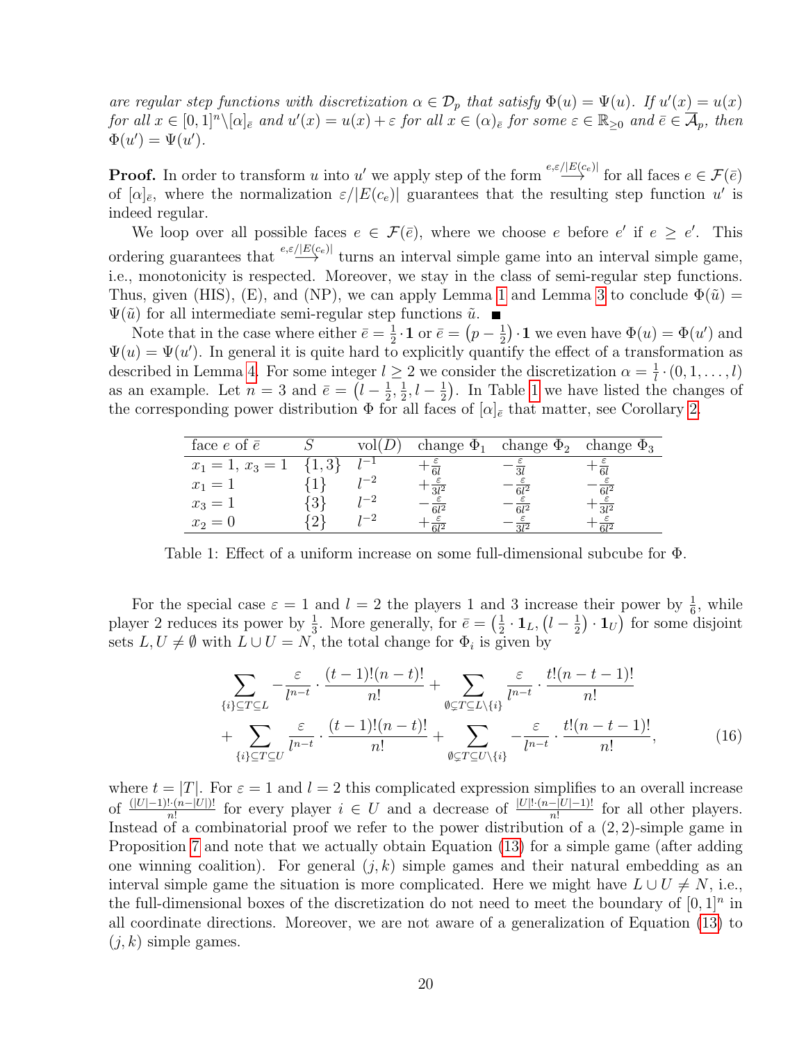*are regular step functions with discretization $\alpha \in \mathcal{D}_p$ that satisfy $\Phi(u) = \Psi(u)$. If $u'(x) = u(x)$ for all $x \in [0,1]^n \backslash [\alpha]_{\bar{e}}$ and $u'(x) = u(x) + \varepsilon$ for all $x \in (\alpha)_{\bar{e}}$ for some $\varepsilon \in \mathbb{R}_{\geq 0}$ and $\bar{e} \in \overline{\mathcal{A}}_p$, then $\Phi(u') = \Psi(u')$.*

**Proof.** In order to transform $u$ into $u'$ we apply step of the form $\stackrel{e,\varepsilon/|E(c_e)|}{\longrightarrow}$ for all faces $e \in \mathcal{F}(\bar{e})$ of $[\alpha]_{\bar{e}}$, where the normalization $\varepsilon/|E(c_e)|$ guarantees that the resulting step function $u'$ is indeed regular.

We loop over all possible faces $e \in \mathcal{F}(\bar{e})$, where we choose $e$ before $e'$ if $e \geq e'$. This ordering guarantees that $\stackrel{e,\varepsilon/|E(c_e)|}{\longrightarrow}$ turns an interval simple game into an interval simple game, i.e., monotonicity is respected. Moreover, we stay in the class of semi-regular step functions. Thus, given (HIS), (E), and (NP), we can apply Lemma 1 and Lemma 3 to conclude $\Phi(\tilde{u}) = \Psi(\tilde{u})$ for all intermediate semi-regular step functions $\tilde{u}$. ■

Note that in the case where either $\bar{e} = \frac{1}{2} \cdot \mathbf{1}$ or $\bar{e} = \left(p - \frac{1}{2}\right) \cdot \mathbf{1}$ we even have $\Phi(u) = \Phi(u')$ and $\Psi(u) = \Psi(u')$. In general it is quite hard to explicitly quantify the effect of a transformation as described in Lemma 4. For some integer $l \geq 2$ we consider the discretization $\alpha = \frac{1}{l} \cdot (0, 1, \dots, l)$ as an example. Let $n = 3$ and $\bar{e} = \left(l - \frac{1}{2}, \frac{1}{2}, l - \frac{1}{2}\right)$. In Table 1 we have listed the changes of the corresponding power distribution $\Phi$ for all faces of $[\alpha]_{\bar{e}}$ that matter, see Corollary 2.

| face $e$ of $\bar{e}$ | $S$ | $\text{vol}(D)$ | change $\Phi_1$ | change $\Phi_2$ | change $\Phi_3$ |
|---|---|---|---|---|---|
| $x_1 = 1$, $x_3 = 1$ | $\{1,3\}$ | $l^{-1}$ | $+\frac{\varepsilon}{6l}$ | $-\frac{\varepsilon}{3l}$ | $+\frac{\varepsilon}{6l}$ |
| $x_1 = 1$ | $\{1\}$ | $l^{-2}$ | $+\frac{\varepsilon}{3l^2}$ | $-\frac{\varepsilon}{6l^2}$ | $-\frac{\varepsilon}{6l^2}$ |
| $x_3 = 1$ | $\{3\}$ | $l^{-2}$ | $-\frac{\varepsilon}{6l^2}$ | $-\frac{\varepsilon}{6l^2}$ | $+\frac{\varepsilon}{3l^2}$ |
| $x_2 = 0$ | $\{2\}$ | $l^{-2}$ | $+\frac{\varepsilon}{6l^2}$ | $-\frac{\varepsilon}{3l^2}$ | $+\frac{\varepsilon}{6l^2}$ |

Table 1: Effect of a uniform increase on some full-dimensional subcube for $\Phi$.

For the special case $\varepsilon = 1$ and $l = 2$ the players 1 and 3 increase their power by $\frac{1}{6}$, while player 2 reduces its power by $\frac{1}{3}$. More generally, for $\bar{e} = \left(\frac{1}{2} \cdot \mathbf{1}_L, \left(l - \frac{1}{2}\right) \cdot \mathbf{1}_U\right)$ for some disjoint sets $L, U \neq \emptyset$ with $L \cup U = N$, the total change for $\Phi_i$ is given by

$$\sum_{\{i\} \subseteq T \subseteq L} -\frac{\varepsilon}{l^{n-t}} \cdot \frac{(t-1)!(n-t)!}{n!} + \sum_{\emptyset \subsetneq T \subseteq L \backslash \{i\}} \frac{\varepsilon}{l^{n-t}} \cdot \frac{t!(n-t-1)!}{n!}$$
$$+ \sum_{\{i\} \subseteq T \subseteq U} \frac{\varepsilon}{l^{n-t}} \cdot \frac{(t-1)!(n-t)!}{n!} + \sum_{\emptyset \subsetneq T \subseteq U \backslash \{i\}} -\frac{\varepsilon}{l^{n-t}} \cdot \frac{t!(n-t-1)!}{n!}, \tag{16}$$

where $t = |T|$. For $\varepsilon = 1$ and $l = 2$ this complicated expression simplifies to an overall increase of $\frac{(|U|-1)! \cdot (n-|U|)!}{n!}$ for every player $i \in U$ and a decrease of $\frac{|U|! \cdot (n-|U|-1)!}{n!}$ for all other players. Instead of a combinatorial proof we refer to the power distribution of a $(2,2)$-simple game in Proposition 7 and note that we actually obtain Equation (13) for a simple game (after adding one winning coalition). For general $(j,k)$ simple games and their natural embedding as an interval simple game the situation is more complicated. Here we might have $L \cup U \neq N$, i.e., the full-dimensional boxes of the discretization do not need to meet the boundary of $[0,1]^n$ in all coordinate directions. Moreover, we are not aware of a generalization of Equation (13) to $(j,k)$ simple games.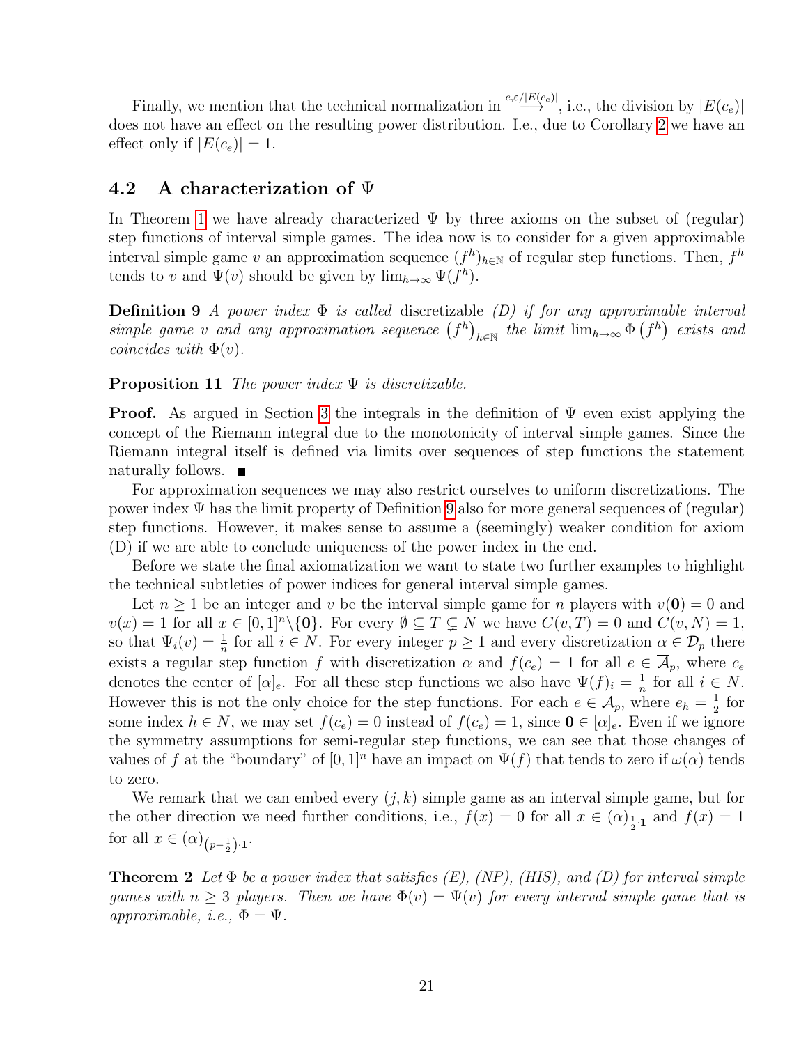Finally, we mention that the technical normalization in $\overset{e,\varepsilon/|E(c_e)|}{\longrightarrow}$, i.e., the division by $|E(c_e)|$ does not have an effect on the resulting power distribution. I.e., due to Corollary 2 we have an effect only if $|E(c_e)| = 1$.

## 4.2 A characterization of $\Psi$

In Theorem 1 we have already characterized $\Psi$ by three axioms on the subset of (regular) step functions of interval simple games. The idea now is to consider for a given approximable interval simple game $v$ an approximation sequence $(f^h)_{h\in\mathbb{N}}$ of regular step functions. Then, $f^h$ tends to $v$ and $\Psi(v)$ should be given by $\lim_{h\to\infty}\Psi(f^h)$.

**Definition 9** *A power index $\Phi$ is called* discretizable *(D) if for any approximable interval simple game $v$ and any approximation sequence $\left(f^h\right)_{h\in\mathbb{N}}$ the limit $\lim_{h\to\infty}\Phi\left(f^h\right)$ exists and coincides with $\Phi(v)$.*

**Proposition 11** *The power index $\Psi$ is discretizable.*

**Proof.** As argued in Section 3 the integrals in the definition of $\Psi$ even exist applying the concept of the Riemann integral due to the monotonicity of interval simple games. Since the Riemann integral itself is defined via limits over sequences of step functions the statement naturally follows. ■

For approximation sequences we may also restrict ourselves to uniform discretizations. The power index $\Psi$ has the limit property of Definition 9 also for more general sequences of (regular) step functions. However, it makes sense to assume a (seemingly) weaker condition for axiom (D) if we are able to conclude uniqueness of the power index in the end.

Before we state the final axiomatization we want to state two further examples to highlight the technical subtleties of power indices for general interval simple games.

Let $n \geq 1$ be an integer and $v$ be the interval simple game for $n$ players with $v(\mathbf{0}) = 0$ and $v(x) = 1$ for all $x \in [0,1]^n\backslash\{\mathbf{0}\}$. For every $\emptyset \subseteq T \subsetneq N$ we have $C(v,T) = 0$ and $C(v,N) = 1$, so that $\Psi_i(v) = \frac{1}{n}$ for all $i \in N$. For every integer $p \geq 1$ and every discretization $\alpha \in \mathcal{D}_p$ there exists a regular step function $f$ with discretization $\alpha$ and $f(c_e) = 1$ for all $e \in \overline{\mathcal{A}}_p$, where $c_e$ denotes the center of $[\alpha]_e$. For all these step functions we also have $\Psi(f)_i = \frac{1}{n}$ for all $i \in N$. However this is not the only choice for the step functions. For each $e \in \overline{\mathcal{A}}_p$, where $e_h = \frac{1}{2}$ for some index $h \in N$, we may set $f(c_e) = 0$ instead of $f(c_e) = 1$, since $\mathbf{0} \in [\alpha]_e$. Even if we ignore the symmetry assumptions for semi-regular step functions, we can see that those changes of values of $f$ at the "boundary" of $[0,1]^n$ have an impact on $\Psi(f)$ that tends to zero if $\omega(\alpha)$ tends to zero.

We remark that we can embed every $(j,k)$ simple game as an interval simple game, but for the other direction we need further conditions, i.e., $f(x) = 0$ for all $x \in (\alpha)_{\frac{1}{2}\cdot\mathbf{1}}$ and $f(x) = 1$ for all $x \in (\alpha)_{\left(p-\frac{1}{2}\right)\cdot\mathbf{1}}$.

**Theorem 2** *Let $\Phi$ be a power index that satisfies (E), (NP), (HIS), and (D) for interval simple games with $n \geq 3$ players. Then we have $\Phi(v) = \Psi(v)$ for every interval simple game that is approximable, i.e., $\Phi = \Psi$.*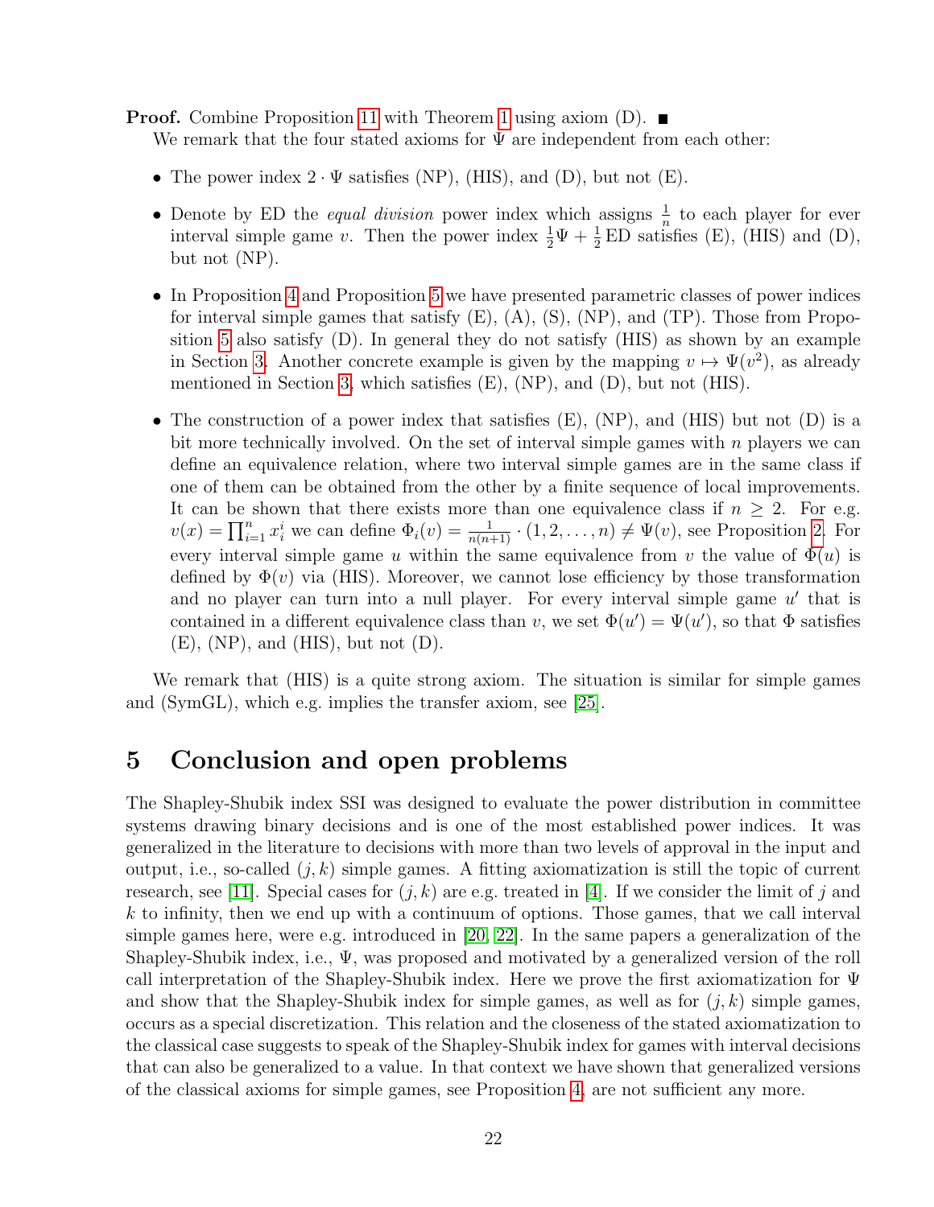**Proof.** Combine Proposition 11 with Theorem 1 using axiom (D). ■

We remark that the four stated axioms for $\Psi$ are independent from each other:

- The power index $2 \cdot \Psi$ satisfies (NP), (HIS), and (D), but not (E).
- Denote by ED the *equal division* power index which assigns $\frac{1}{n}$ to each player for ever interval simple game $v$. Then the power index $\frac{1}{2}\Psi + \frac{1}{2}\,\mathrm{ED}$ satisfies (E), (HIS) and (D), but not (NP).
- In Proposition 4 and Proposition 5 we have presented parametric classes of power indices for interval simple games that satisfy (E), (A), (S), (NP), and (TP). Those from Proposition 5 also satisfy (D). In general they do not satisfy (HIS) as shown by an example in Section 3. Another concrete example is given by the mapping $v \mapsto \Psi(v^2)$, as already mentioned in Section 3, which satisfies (E), (NP), and (D), but not (HIS).
- The construction of a power index that satisfies (E), (NP), and (HIS) but not (D) is a bit more technically involved. On the set of interval simple games with $n$ players we can define an equivalence relation, where two interval simple games are in the same class if one of them can be obtained from the other by a finite sequence of local improvements. It can be shown that there exists more than one equivalence class if $n \ge 2$. For e.g. $v(x) = \prod_{i=1}^{n} x_i^i$ we can define $\Phi_i(v) = \frac{1}{n(n+1)} \cdot (1, 2, \ldots, n) \neq \Psi(v)$, see Proposition 2. For every interval simple game $u$ within the same equivalence from $v$ the value of $\Phi(u)$ is defined by $\Phi(v)$ via (HIS). Moreover, we cannot lose efficiency by those transformation and no player can turn into a null player. For every interval simple game $u'$ that is contained in a different equivalence class than $v$, we set $\Phi(u') = \Psi(u')$, so that $\Phi$ satisfies (E), (NP), and (HIS), but not (D).

We remark that (HIS) is a quite strong axiom. The situation is similar for simple games and (SymGL), which e.g. implies the transfer axiom, see [25].

# 5 Conclusion and open problems

The Shapley-Shubik index SSI was designed to evaluate the power distribution in committee systems drawing binary decisions and is one of the most established power indices. It was generalized in the literature to decisions with more than two levels of approval in the input and output, i.e., so-called $(j, k)$ simple games. A fitting axiomatization is still the topic of current research, see [11]. Special cases for $(j, k)$ are e.g. treated in [4]. If we consider the limit of $j$ and $k$ to infinity, then we end up with a continuum of options. Those games, that we call interval simple games here, were e.g. introduced in [20, 22]. In the same papers a generalization of the Shapley-Shubik index, i.e., $\Psi$, was proposed and motivated by a generalized version of the roll call interpretation of the Shapley-Shubik index. Here we prove the first axiomatization for $\Psi$ and show that the Shapley-Shubik index for simple games, as well as for $(j, k)$ simple games, occurs as a special discretization. This relation and the closeness of the stated axiomatization to the classical case suggests to speak of the Shapley-Shubik index for games with interval decisions that can also be generalized to a value. In that context we have shown that generalized versions of the classical axioms for simple games, see Proposition 4, are not sufficient any more.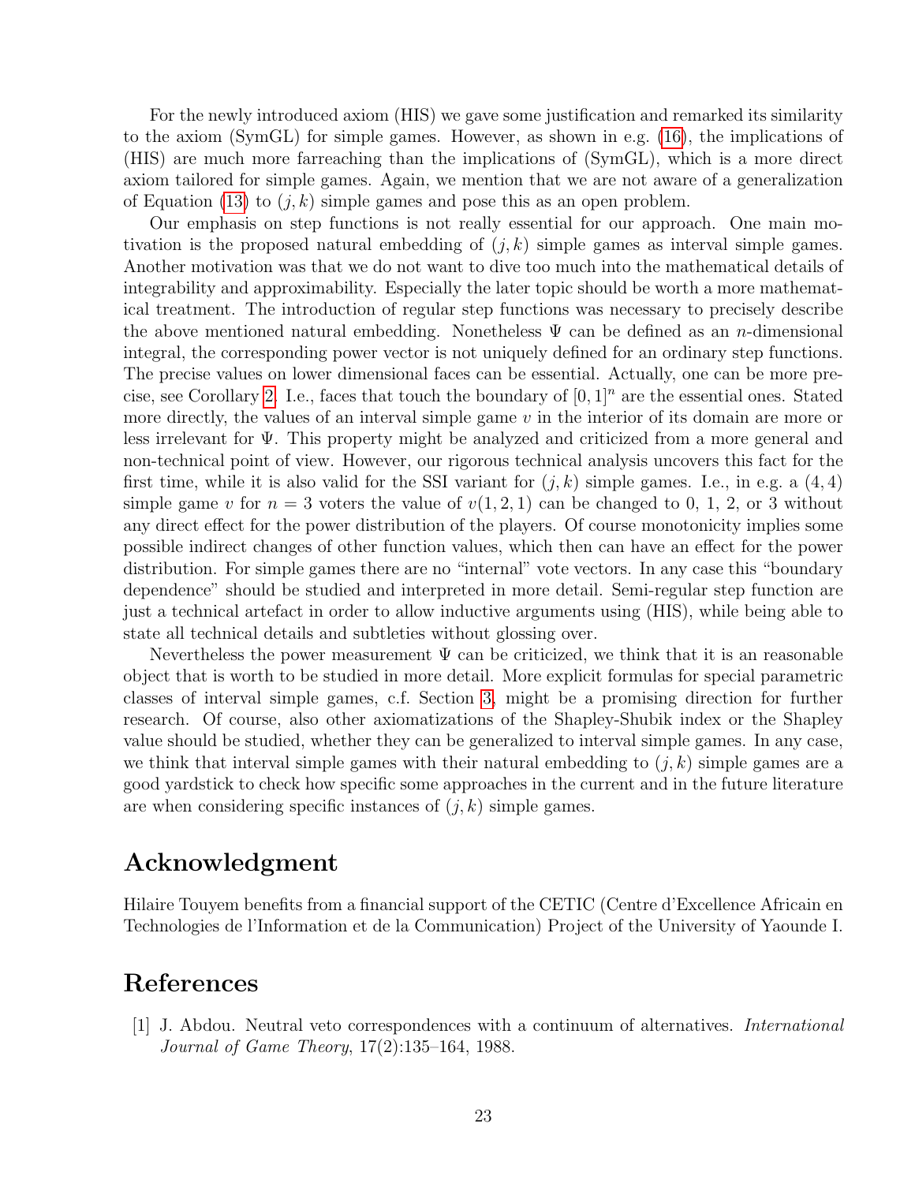For the newly introduced axiom (HIS) we gave some justification and remarked its similarity to the axiom (SymGL) for simple games. However, as shown in e.g. (16), the implications of (HIS) are much more farreaching than the implications of (SymGL), which is a more direct axiom tailored for simple games. Again, we mention that we are not aware of a generalization of Equation (13) to $(j, k)$ simple games and pose this as an open problem.

Our emphasis on step functions is not really essential for our approach. One main motivation is the proposed natural embedding of $(j, k)$ simple games as interval simple games. Another motivation was that we do not want to dive too much into the mathematical details of integrability and approximability. Especially the later topic should be worth a more mathematical treatment. The introduction of regular step functions was necessary to precisely describe the above mentioned natural embedding. Nonetheless $\Psi$ can be defined as an $n$-dimensional integral, the corresponding power vector is not uniquely defined for an ordinary step functions. The precise values on lower dimensional faces can be essential. Actually, one can be more precise, see Corollary 2. I.e., faces that touch the boundary of $[0, 1]^n$ are the essential ones. Stated more directly, the values of an interval simple game $v$ in the interior of its domain are more or less irrelevant for $\Psi$. This property might be analyzed and criticized from a more general and non-technical point of view. However, our rigorous technical analysis uncovers this fact for the first time, while it is also valid for the SSI variant for $(j, k)$ simple games. I.e., in e.g. a $(4, 4)$ simple game $v$ for $n = 3$ voters the value of $v(1, 2, 1)$ can be changed to 0, 1, 2, or 3 without any direct effect for the power distribution of the players. Of course monotonicity implies some possible indirect changes of other function values, which then can have an effect for the power distribution. For simple games there are no "internal" vote vectors. In any case this "boundary dependence" should be studied and interpreted in more detail. Semi-regular step function are just a technical artefact in order to allow inductive arguments using (HIS), while being able to state all technical details and subtleties without glossing over.

Nevertheless the power measurement $\Psi$ can be criticized, we think that it is an reasonable object that is worth to be studied in more detail. More explicit formulas for special parametric classes of interval simple games, c.f. Section 3, might be a promising direction for further research. Of course, also other axiomatizations of the Shapley-Shubik index or the Shapley value should be studied, whether they can be generalized to interval simple games. In any case, we think that interval simple games with their natural embedding to $(j, k)$ simple games are a good yardstick to check how specific some approaches in the current and in the future literature are when considering specific instances of $(j, k)$ simple games.

# Acknowledgment

Hilaire Touyem benefits from a financial support of the CETIC (Centre d'Excellence Africain en Technologies de l'Information et de la Communication) Project of the University of Yaounde I.

# References

[1] J. Abdou. Neutral veto correspondences with a continuum of alternatives. *International Journal of Game Theory*, 17(2):135–164, 1988.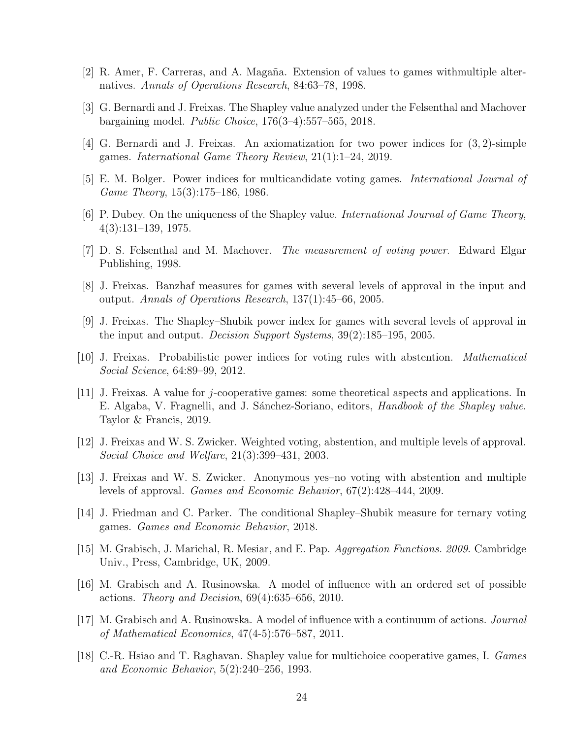[2] R. Amer, F. Carreras, and A. Magaña. Extension of values to games withmultiple alternatives. *Annals of Operations Research*, 84:63–78, 1998.

[3] G. Bernardi and J. Freixas. The Shapley value analyzed under the Felsenthal and Machover bargaining model. *Public Choice*, 176(3–4):557–565, 2018.

[4] G. Bernardi and J. Freixas. An axiomatization for two power indices for $(3, 2)$-simple games. *International Game Theory Review*, 21(1):1–24, 2019.

[5] E. M. Bolger. Power indices for multicandidate voting games. *International Journal of Game Theory*, 15(3):175–186, 1986.

[6] P. Dubey. On the uniqueness of the Shapley value. *International Journal of Game Theory*, 4(3):131–139, 1975.

[7] D. S. Felsenthal and M. Machover. *The measurement of voting power*. Edward Elgar Publishing, 1998.

[8] J. Freixas. Banzhaf measures for games with several levels of approval in the input and output. *Annals of Operations Research*, 137(1):45–66, 2005.

[9] J. Freixas. The Shapley–Shubik power index for games with several levels of approval in the input and output. *Decision Support Systems*, 39(2):185–195, 2005.

[10] J. Freixas. Probabilistic power indices for voting rules with abstention. *Mathematical Social Science*, 64:89–99, 2012.

[11] J. Freixas. A value for $j$-cooperative games: some theoretical aspects and applications. In E. Algaba, V. Fragnelli, and J. Sánchez-Soriano, editors, *Handbook of the Shapley value*. Taylor & Francis, 2019.

[12] J. Freixas and W. S. Zwicker. Weighted voting, abstention, and multiple levels of approval. *Social Choice and Welfare*, 21(3):399–431, 2003.

[13] J. Freixas and W. S. Zwicker. Anonymous yes–no voting with abstention and multiple levels of approval. *Games and Economic Behavior*, 67(2):428–444, 2009.

[14] J. Friedman and C. Parker. The conditional Shapley–Shubik measure for ternary voting games. *Games and Economic Behavior*, 2018.

[15] M. Grabisch, J. Marichal, R. Mesiar, and E. Pap. *Aggregation Functions. 2009*. Cambridge Univ., Press, Cambridge, UK, 2009.

[16] M. Grabisch and A. Rusinowska. A model of influence with an ordered set of possible actions. *Theory and Decision*, 69(4):635–656, 2010.

[17] M. Grabisch and A. Rusinowska. A model of influence with a continuum of actions. *Journal of Mathematical Economics*, 47(4-5):576–587, 2011.

[18] C.-R. Hsiao and T. Raghavan. Shapley value for multichoice cooperative games, I. *Games and Economic Behavior*, 5(2):240–256, 1993.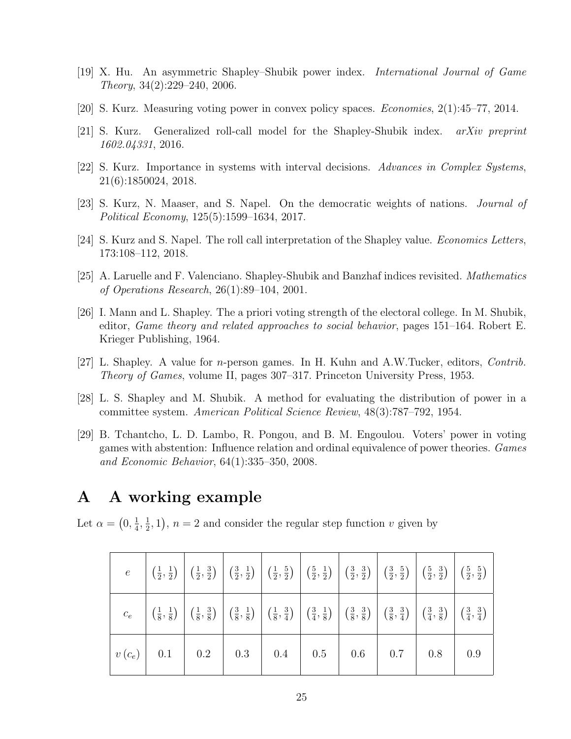[19] X. Hu. An asymmetric Shapley–Shubik power index. *International Journal of Game Theory*, 34(2):229–240, 2006.

[20] S. Kurz. Measuring voting power in convex policy spaces. *Economies*, 2(1):45–77, 2014.

[21] S. Kurz. Generalized roll-call model for the Shapley-Shubik index. *arXiv preprint 1602.04331*, 2016.

[22] S. Kurz. Importance in systems with interval decisions. *Advances in Complex Systems*, 21(6):1850024, 2018.

[23] S. Kurz, N. Maaser, and S. Napel. On the democratic weights of nations. *Journal of Political Economy*, 125(5):1599–1634, 2017.

[24] S. Kurz and S. Napel. The roll call interpretation of the Shapley value. *Economics Letters*, 173:108–112, 2018.

[25] A. Laruelle and F. Valenciano. Shapley-Shubik and Banzhaf indices revisited. *Mathematics of Operations Research*, 26(1):89–104, 2001.

[26] I. Mann and L. Shapley. The a priori voting strength of the electoral college. In M. Shubik, editor, *Game theory and related approaches to social behavior*, pages 151–164. Robert E. Krieger Publishing, 1964.

[27] L. Shapley. A value for $n$-person games. In H. Kuhn and A.W.Tucker, editors, *Contrib. Theory of Games*, volume II, pages 307–317. Princeton University Press, 1953.

[28] L. S. Shapley and M. Shubik. A method for evaluating the distribution of power in a committee system. *American Political Science Review*, 48(3):787–792, 1954.

[29] B. Tchantcho, L. D. Lambo, R. Pongou, and B. M. Engoulou. Voters' power in voting games with abstention: Influence relation and ordinal equivalence of power theories. *Games and Economic Behavior*, 64(1):335–350, 2008.

# A A working example

Let $\alpha = \left(0, \frac{1}{4}, \frac{1}{2}, 1\right)$, $n = 2$ and consider the regular step function $v$ given by

| $e$ | $\left(\frac{1}{2}, \frac{1}{2}\right)$ | $\left(\frac{1}{2}, \frac{3}{2}\right)$ | $\left(\frac{3}{2}, \frac{1}{2}\right)$ | $\left(\frac{1}{2}, \frac{5}{2}\right)$ | $\left(\frac{5}{2}, \frac{1}{2}\right)$ | $\left(\frac{3}{2}, \frac{3}{2}\right)$ | $\left(\frac{3}{2}, \frac{5}{2}\right)$ | $\left(\frac{5}{2}, \frac{3}{2}\right)$ | $\left(\frac{5}{2}, \frac{5}{2}\right)$ |
|---|---|---|---|---|---|---|---|---|---|
| $c_e$ | $\left(\frac{1}{8}, \frac{1}{8}\right)$ | $\left(\frac{1}{8}, \frac{3}{8}\right)$ | $\left(\frac{3}{8}, \frac{1}{8}\right)$ | $\left(\frac{1}{8}, \frac{3}{4}\right)$ | $\left(\frac{3}{4}, \frac{1}{8}\right)$ | $\left(\frac{3}{8}, \frac{3}{8}\right)$ | $\left(\frac{3}{8}, \frac{3}{4}\right)$ | $\left(\frac{3}{4}, \frac{3}{8}\right)$ | $\left(\frac{3}{4}, \frac{3}{4}\right)$ |
| $v\left(c_e\right)$ | 0.1 | 0.2 | 0.3 | 0.4 | 0.5 | 0.6 | 0.7 | 0.8 | 0.9 |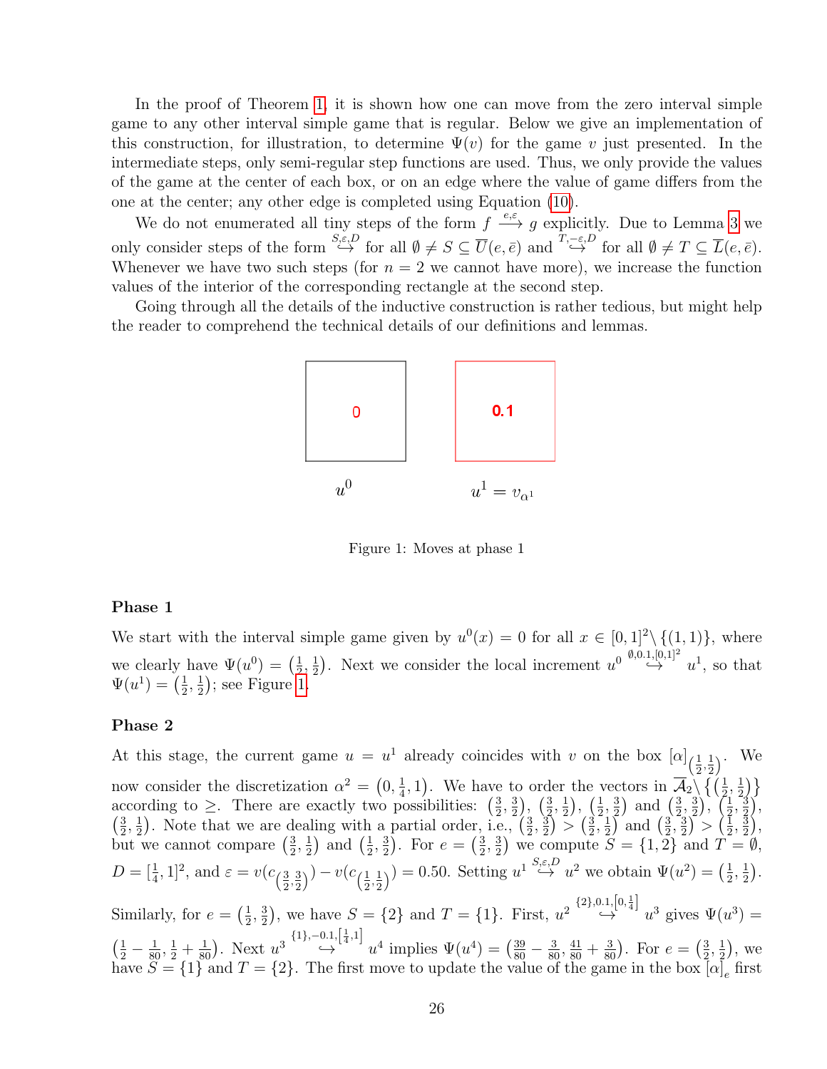In the proof of Theorem 1, it is shown how one can move from the zero interval simple game to any other interval simple game that is regular. Below we give an implementation of this construction, for illustration, to determine $\Psi(v)$ for the game $v$ just presented. In the intermediate steps, only semi-regular step functions are used. Thus, we only provide the values of the game at the center of each box, or on an edge where the value of game differs from the one at the center; any other edge is completed using Equation (10).

We do not enumerated all tiny steps of the form $f \xrightarrow{e,\varepsilon} g$ explicitly. Due to Lemma 3 we only consider steps of the form $\overset{S,\varepsilon,D}{\hookrightarrow}$ for all $\emptyset \neq S \subseteq \overline{U}(e,\bar{e})$ and $\overset{T,-\varepsilon,D}{\hookrightarrow}$ for all $\emptyset \neq T \subseteq \overline{L}(e,\bar{e})$. Whenever we have two such steps (for $n = 2$ we cannot have more), we increase the function values of the interior of the corresponding rectangle at the second step.

Going through all the details of the inductive construction is rather tedious, but might help the reader to comprehend the technical details of our definitions and lemmas.

0

$u^0$

0.1

$u^1 = v_{\alpha^1}$

Figure 1: Moves at phase 1

### Phase 1

We start with the interval simple game given by $u^0(x) = 0$ for all $x \in [0,1]^2 \setminus \{(1,1)\}$, where we clearly have $\Psi(u^0) = \left(\frac{1}{2}, \frac{1}{2}\right)$. Next we consider the local increment $u^0 \overset{\emptyset,0.1,[0,1]^2}{\hookrightarrow} u^1$, so that $\Psi(u^1) = \left(\frac{1}{2}, \frac{1}{2}\right)$; see Figure 1.

### Phase 2

At this stage, the current game $u = u^1$ already coincides with $v$ on the box $[\alpha]_{\left(\frac{1}{2},\frac{1}{2}\right)}$. We now consider the discretization $\alpha^2 = \left(0, \frac{1}{4}, 1\right)$. We have to order the vectors in $\overline{\mathcal{A}}_2 \setminus \left\{\left(\frac{1}{2}, \frac{1}{2}\right)\right\}$ according to $\geq$. There are exactly two possibilities: $\left(\frac{3}{2}, \frac{3}{2}\right)$, $\left(\frac{3}{2}, \frac{1}{2}\right)$, $\left(\frac{1}{2}, \frac{3}{2}\right)$ and $\left(\frac{3}{2}, \frac{3}{2}\right)$, $\left(\frac{1}{2}, \frac{3}{2}\right)$, $\left(\frac{3}{2}, \frac{1}{2}\right)$. Note that we are dealing with a partial order, i.e., $\left(\frac{3}{2}, \frac{3}{2}\right) > \left(\frac{3}{2}, \frac{1}{2}\right)$ and $\left(\frac{3}{2}, \frac{3}{2}\right) > \left(\frac{1}{2}, \frac{3}{2}\right)$, but we cannot compare $\left(\frac{3}{2}, \frac{1}{2}\right)$ and $\left(\frac{1}{2}, \frac{3}{2}\right)$. For $e = \left(\frac{3}{2}, \frac{3}{2}\right)$ we compute $S = \{1,2\}$ and $T = \emptyset$, $D = [\frac{1}{4}, 1]^2$, and $\varepsilon = v(c_{\left(\frac{3}{2},\frac{3}{2}\right)}) - v(c_{\left(\frac{1}{2},\frac{1}{2}\right)}) = 0.50$. Setting $u^1 \overset{S,\varepsilon,D}{\hookrightarrow} u^2$ we obtain $\Psi(u^2) = \left(\frac{1}{2}, \frac{1}{2}\right)$. Similarly, for $e = \left(\frac{1}{2}, \frac{3}{2}\right)$, we have $S = \{2\}$ and $T = \{1\}$. First, $u^2 \overset{\{2\},0.1,\left[0,\frac{1}{4}\right]}{\hookrightarrow} u^3$ gives $\Psi(u^3) = \left(\frac{1}{2} - \frac{1}{80}, \frac{1}{2} + \frac{1}{80}\right)$. Next $u^3 \overset{\{1\},-0.1,\left[\frac{1}{4},1\right]}{\hookrightarrow} u^4$ implies $\Psi(u^4) = \left(\frac{39}{80} - \frac{3}{80}, \frac{41}{80} + \frac{3}{80}\right)$. For $e = \left(\frac{3}{2}, \frac{1}{2}\right)$, we have $S = \{1\}$ and $T = \{2\}$. The first move to update the value of the game in the box $[\alpha]_e$ first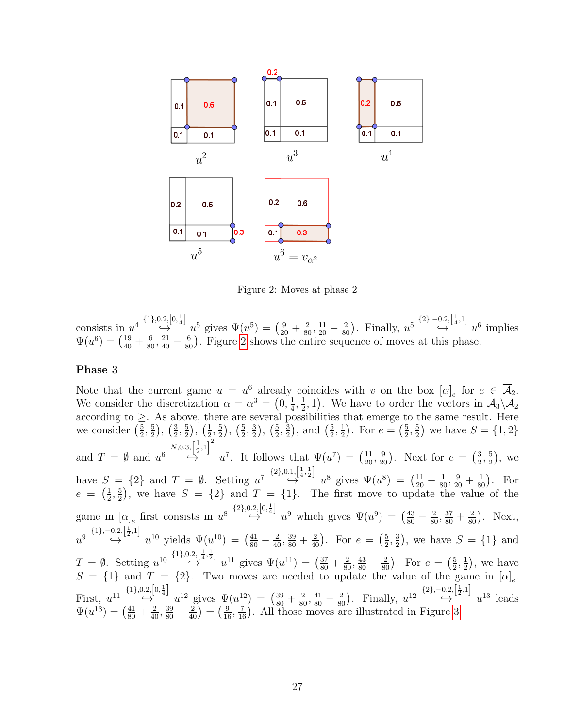Figure 2: Moves at phase 2

consists in $u^4 \overset{\{1\},0.2,\left[0,\frac{1}{4}\right]}{\hookrightarrow} u^5$ gives $\Psi(u^5) = \left(\frac{9}{20}+\frac{2}{80}, \frac{11}{20}-\frac{2}{80}\right)$. Finally, $u^5 \overset{\{2\},-0.2,\left[\frac{1}{4},1\right]}{\hookrightarrow} u^6$ implies $\Psi(u^6) = \left(\frac{19}{40}+\frac{6}{80}, \frac{21}{40}-\frac{6}{80}\right)$. Figure 2 shows the entire sequence of moves at this phase.

### Phase 3

Note that the current game $u = u^6$ already coincides with $v$ on the box $[\alpha]_e$ for $e \in \overline{\mathcal{A}}_2$. We consider the discretization $\alpha = \alpha^3 = \left(0, \frac{1}{4}, \frac{1}{2}, 1\right)$. We have to order the vectors in $\overline{\mathcal{A}}_3 \backslash \overline{\mathcal{A}}_2$ according to $\geq$. As above, there are several possibilities that emerge to the same result. Here we consider $\left(\frac{5}{2},\frac{5}{2}\right)$, $\left(\frac{3}{2},\frac{5}{2}\right)$, $\left(\frac{1}{2},\frac{5}{2}\right)$, $\left(\frac{5}{2},\frac{3}{2}\right)$, $\left(\frac{5}{2},\frac{3}{2}\right)$, and $\left(\frac{5}{2},\frac{1}{2}\right)$. For $e = \left(\frac{5}{2},\frac{5}{2}\right)$ we have $S = \{1,2\}$ and $T = \emptyset$ and $u^6 \overset{N,0.3,\left[\frac{1}{2},1\right]^2}{\hookrightarrow} u^7$. It follows that $\Psi(u^7) = \left(\frac{11}{20}, \frac{9}{20}\right)$. Next for $e = \left(\frac{3}{2},\frac{5}{2}\right)$, we have $S = \{2\}$ and $T = \emptyset$. Setting $u^7 \overset{\{2\},0.1,\left[\frac{1}{4},\frac{1}{2}\right]}{\hookrightarrow} u^8$ gives $\Psi(u^8) = \left(\frac{11}{20}-\frac{1}{80}, \frac{9}{20}+\frac{1}{80}\right)$. For $e = \left(\frac{1}{2},\frac{5}{2}\right)$, we have $S = \{2\}$ and $T = \{1\}$. The first move to update the value of the game in $[\alpha]_e$ first consists in $u^8 \overset{\{2\},0.2,\left[0,\frac{1}{4}\right]}{\hookrightarrow} u^9$ which gives $\Psi(u^9) = \left(\frac{43}{80}-\frac{2}{80}, \frac{37}{80}+\frac{2}{80}\right)$. Next, $u^9 \overset{\{1\},-0.2,\left[\frac{1}{2},1\right]}{\hookrightarrow} u^{10}$ yields $\Psi(u^{10}) = \left(\frac{41}{80}-\frac{2}{40}, \frac{39}{80}+\frac{2}{40}\right)$. For $e = \left(\frac{5}{2},\frac{3}{2}\right)$, we have $S = \{1\}$ and $T = \emptyset$. Setting $u^{10} \overset{\{1\},0.2,\left[\frac{1}{4},\frac{1}{2}\right]}{\hookrightarrow} u^{11}$ gives $\Psi(u^{11}) = \left(\frac{37}{80}+\frac{2}{80}, \frac{43}{80}-\frac{2}{80}\right)$. For $e = \left(\frac{5}{2},\frac{1}{2}\right)$, we have $S = \{1\}$ and $T = \{2\}$. Two moves are needed to update the value of the game in $[\alpha]_e$. First, $u^{11} \overset{\{1\},0.2,\left[0,\frac{1}{4}\right]}{\hookrightarrow} u^{12}$ gives $\Psi(u^{12}) = \left(\frac{39}{80}+\frac{2}{80}, \frac{41}{80}-\frac{2}{80}\right)$. Finally, $u^{12} \overset{\{2\},-0.2,\left[\frac{1}{2},1\right]}{\hookrightarrow} u^{13}$ leads $\Psi(u^{13}) = \left(\frac{41}{80}+\frac{2}{40}, \frac{39}{80}-\frac{2}{40}\right) = \left(\frac{9}{16}, \frac{7}{16}\right)$. All those moves are illustrated in Figure 3.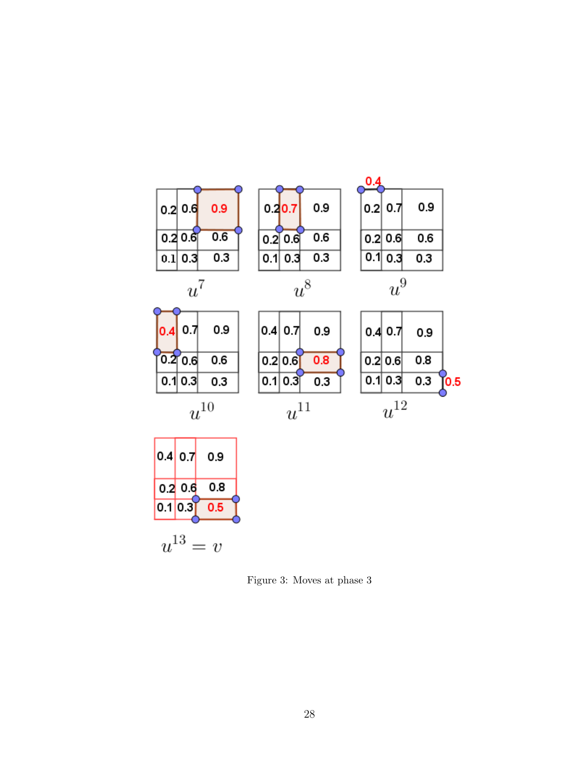0.2 0.6 0.9
0.2 0.6 0.6
0.1 0.3 0.3

$u^7$

0.2 0.7 0.9
0.2 0.6 0.6
0.1 0.3 0.3

$u^8$

0.4
0.2 0.7 0.9
0.2 0.6 0.6
0.1 0.3 0.3

$u^9$

0.4 0.7 0.9
0.2 0.6 0.6
0.1 0.3 0.3

$u^{10}$

0.4 0.7 0.9
0.2 0.6 0.8
0.1 0.3 0.3

$u^{11}$

0.4 0.7 0.9
0.2 0.6 0.8
0.1 0.3 0.3 0.5

$u^{12}$

0.4 0.7 0.9
0.2 0.6 0.8
0.1 0.3 0.5

$u^{13} = v$

Figure 3: Moves at phase 3